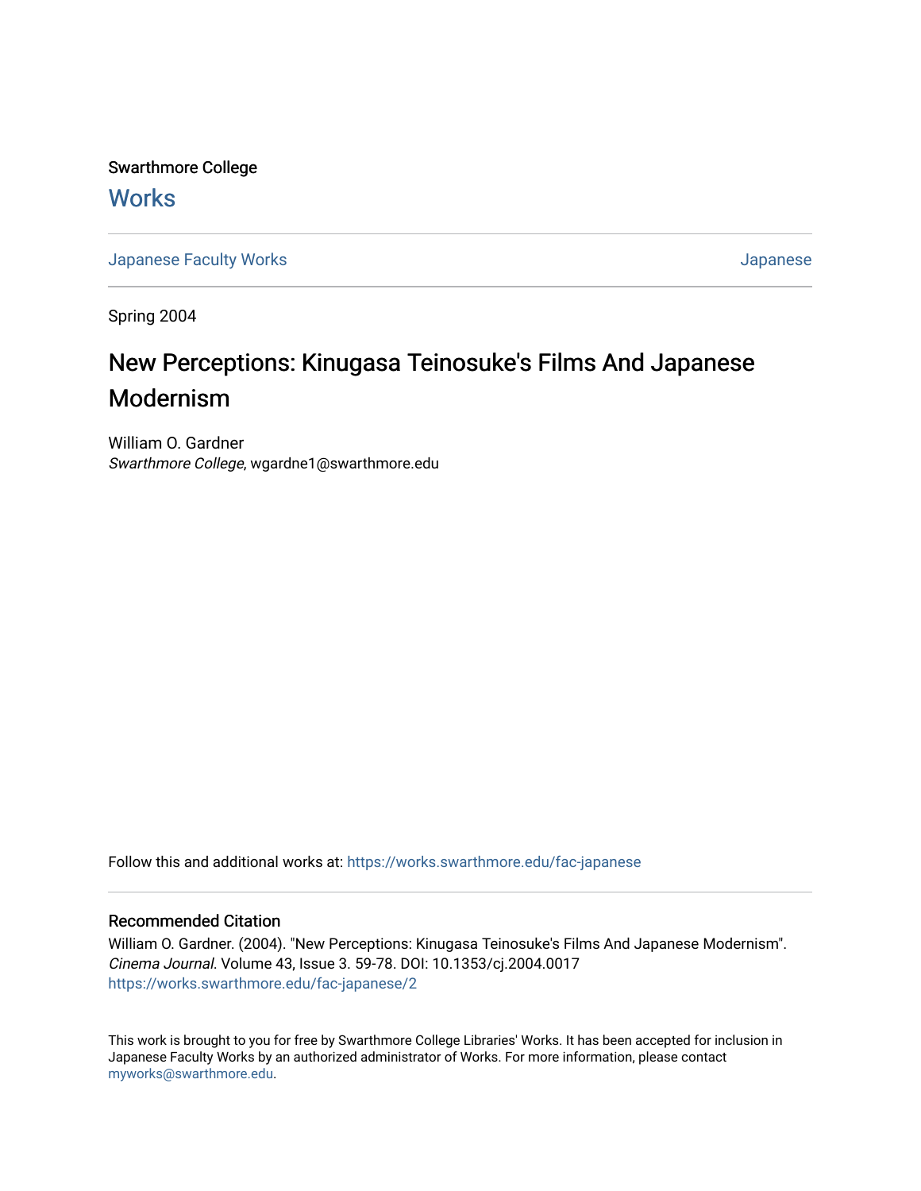Swarthmore College

# Works

Japanese Faculty Works

Japanese

Spring 2004

# New Perceptions: Kinugasa Teinosuke's Films And Japanese Modernism

William O. Gardner
*Swarthmore College*, wgardne1@swarthmore.edu

Follow this and additional works at: https://works.swarthmore.edu/fac-japanese

## Recommended Citation

William O. Gardner. (2004). "New Perceptions: Kinugasa Teinosuke's Films And Japanese Modernism". *Cinema Journal*. Volume 43, Issue 3. 59-78. DOI: 10.1353/cj.2004.0017
https://works.swarthmore.edu/fac-japanese/2

This work is brought to you for free by Swarthmore College Libraries' Works. It has been accepted for inclusion in Japanese Faculty Works by an authorized administrator of Works. For more information, please contact myworks@swarthmore.edu.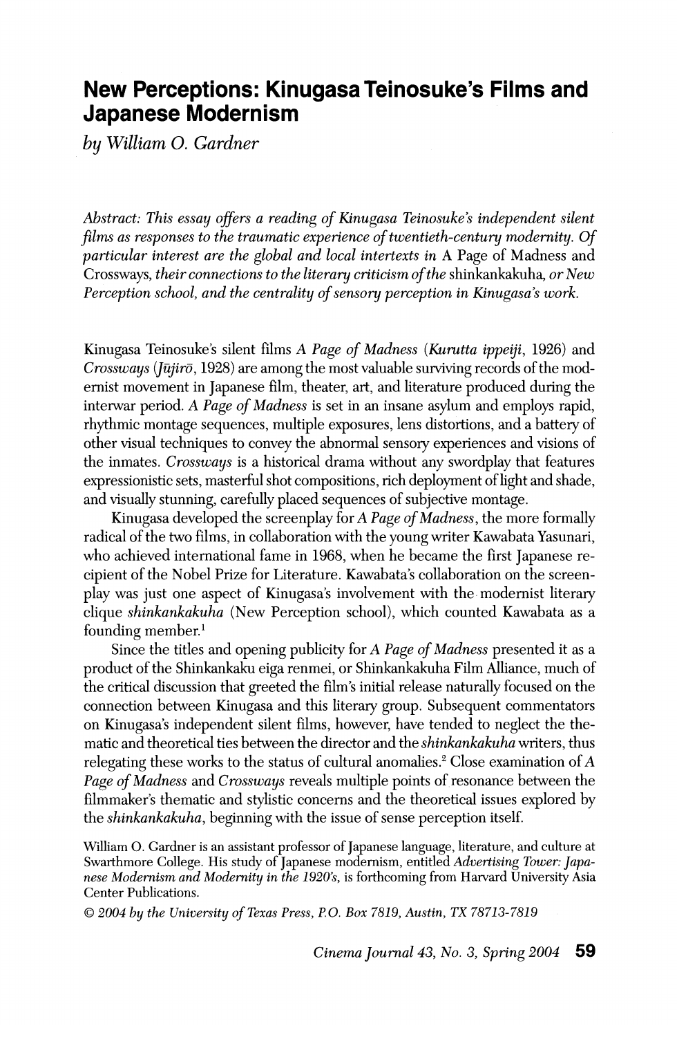# New Perceptions: Kinugasa Teinosuke's Films and Japanese Modernism

*by William O. Gardner*

*Abstract: This essay offers a reading of Kinugasa Teinosuke's independent silent films as responses to the traumatic experience of twentieth-century modernity. Of particular interest are the global and local intertexts in* A Page of Madness *and* Crossways, *their connections to the literary criticism of the* shinkankakuha, *or New Perception school, and the centrality of sensory perception in Kinugasa's work.*

Kinugasa Teinosuke's silent films *A Page of Madness* (*Kurutta ippeiji*, 1926) and *Crossways* (*Jūjirō*, 1928) are among the most valuable surviving records of the modernist movement in Japanese film, theater, art, and literature produced during the interwar period. *A Page of Madness* is set in an insane asylum and employs rapid, rhythmic montage sequences, multiple exposures, lens distortions, and a battery of other visual techniques to convey the abnormal sensory experiences and visions of the inmates. *Crossways* is a historical drama without any swordplay that features expressionistic sets, masterful shot compositions, rich deployment of light and shade, and visually stunning, carefully placed sequences of subjective montage.

Kinugasa developed the screenplay for *A Page of Madness*, the more formally radical of the two films, in collaboration with the young writer Kawabata Yasunari, who achieved international fame in 1968, when he became the first Japanese recipient of the Nobel Prize for Literature. Kawabata's collaboration on the screenplay was just one aspect of Kinugasa's involvement with the modernist literary clique *shinkankakuha* (New Perception school), which counted Kawabata as a founding member.[1]

Since the titles and opening publicity for *A Page of Madness* presented it as a product of the Shinkankaku eiga renmei, or Shinkankakuha Film Alliance, much of the critical discussion that greeted the film's initial release naturally focused on the connection between Kinugasa and this literary group. Subsequent commentators on Kinugasa's independent silent films, however, have tended to neglect the thematic and theoretical ties between the director and the *shinkankakuha* writers, thus relegating these works to the status of cultural anomalies.[2] Close examination of *A Page of Madness* and *Crossways* reveals multiple points of resonance between the filmmaker's thematic and stylistic concerns and the theoretical issues explored by the *shinkankakuha*, beginning with the issue of sense perception itself.

William O. Gardner is an assistant professor of Japanese language, literature, and culture at Swarthmore College. His study of Japanese modernism, entitled *Advertising Tower: Japanese Modernism and Modernity in the 1920's*, is forthcoming from Harvard University Asia Center Publications.

*© 2004 by the University of Texas Press, P.O. Box 7819, Austin, TX 78713-7819*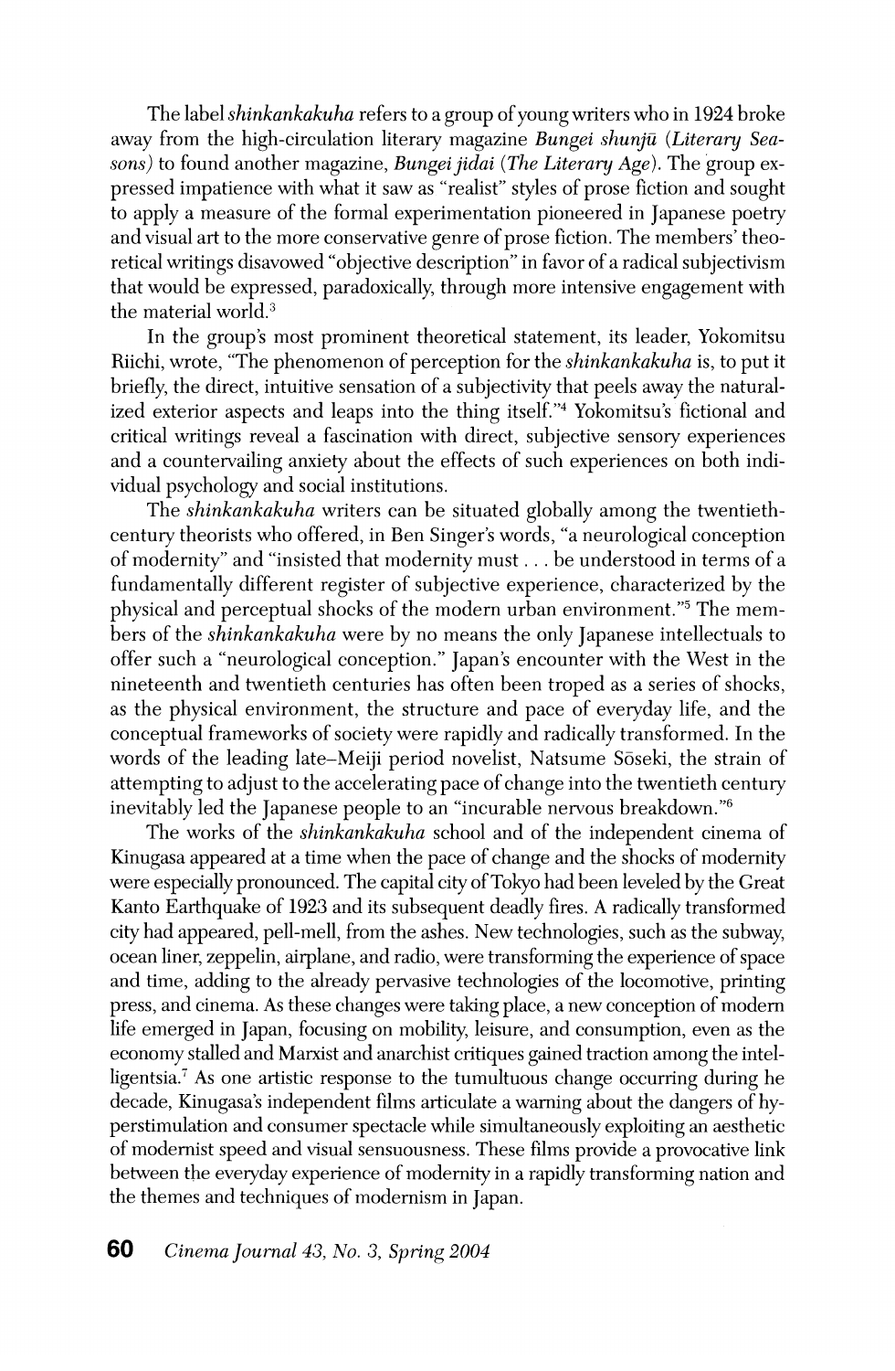The label *shinkankakuha* refers to a group of young writers who in 1924 broke away from the high-circulation literary magazine *Bungei shunjū* (*Literary Seasons*) to found another magazine, *Bungei jidai* (*The Literary Age*). The group expressed impatience with what it saw as "realist" styles of prose fiction and sought to apply a measure of the formal experimentation pioneered in Japanese poetry and visual art to the more conservative genre of prose fiction. The members' theoretical writings disavowed "objective description" in favor of a radical subjectivism that would be expressed, paradoxically, through more intensive engagement with the material world.[3]

In the group's most prominent theoretical statement, its leader, Yokomitsu Riichi, wrote, "The phenomenon of perception for the *shinkankakuha* is, to put it briefly, the direct, intuitive sensation of a subjectivity that peels away the naturalized exterior aspects and leaps into the thing itself."[4] Yokomitsu's fictional and critical writings reveal a fascination with direct, subjective sensory experiences and a countervailing anxiety about the effects of such experiences on both individual psychology and social institutions.

The *shinkankakuha* writers can be situated globally among the twentieth-century theorists who offered, in Ben Singer's words, "a neurological conception of modernity" and "insisted that modernity must . . . be understood in terms of a fundamentally different register of subjective experience, characterized by the physical and perceptual shocks of the modern urban environment."[5] The members of the *shinkankakuha* were by no means the only Japanese intellectuals to offer such a "neurological conception." Japan's encounter with the West in the nineteenth and twentieth centuries has often been troped as a series of shocks, as the physical environment, the structure and pace of everyday life, and the conceptual frameworks of society were rapidly and radically transformed. In the words of the leading late–Meiji period novelist, Natsume Sōseki, the strain of attempting to adjust to the accelerating pace of change into the twentieth century inevitably led the Japanese people to an "incurable nervous breakdown."[6]

The works of the *shinkankakuha* school and of the independent cinema of Kinugasa appeared at a time when the pace of change and the shocks of modernity were especially pronounced. The capital city of Tokyo had been leveled by the Great Kanto Earthquake of 1923 and its subsequent deadly fires. A radically transformed city had appeared, pell-mell, from the ashes. New technologies, such as the subway, ocean liner, zeppelin, airplane, and radio, were transforming the experience of space and time, adding to the already pervasive technologies of the locomotive, printing press, and cinema. As these changes were taking place, a new conception of modern life emerged in Japan, focusing on mobility, leisure, and consumption, even as the economy stalled and Marxist and anarchist critiques gained traction among the intelligentsia.[7] As one artistic response to the tumultuous change occurring during he decade, Kinugasa's independent films articulate a warning about the dangers of hyperstimulation and consumer spectacle while simultaneously exploiting an aesthetic of modernist speed and visual sensuousness. These films provide a provocative link between the everyday experience of modernity in a rapidly transforming nation and the themes and techniques of modernism in Japan.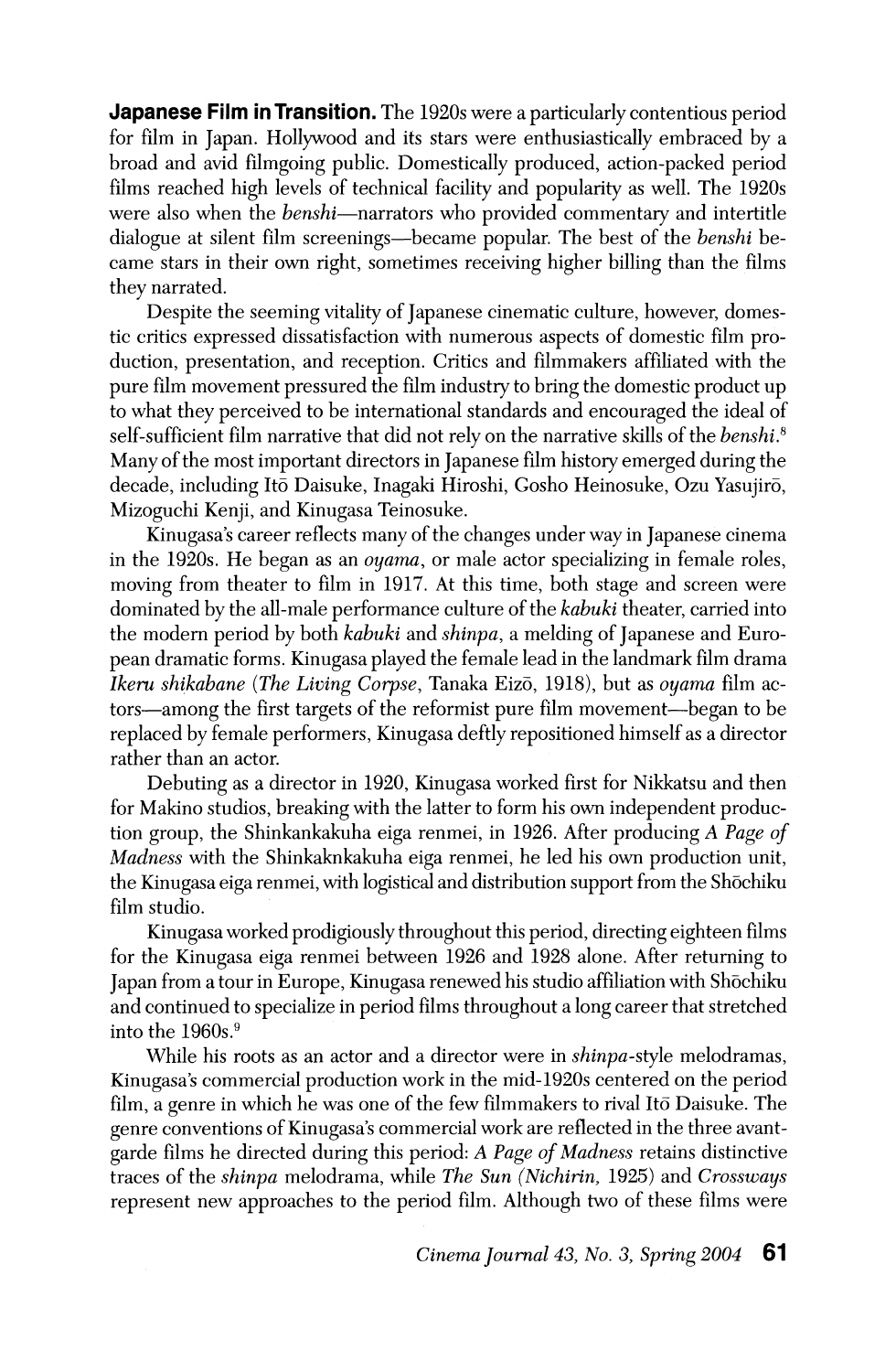**Japanese Film in Transition.** The 1920s were a particularly contentious period for film in Japan. Hollywood and its stars were enthusiastically embraced by a broad and avid filmgoing public. Domestically produced, action-packed period films reached high levels of technical facility and popularity as well. The 1920s were also when the *benshi*—narrators who provided commentary and intertitle dialogue at silent film screenings—became popular. The best of the *benshi* became stars in their own right, sometimes receiving higher billing than the films they narrated.

Despite the seeming vitality of Japanese cinematic culture, however, domestic critics expressed dissatisfaction with numerous aspects of domestic film production, presentation, and reception. Critics and filmmakers affiliated with the pure film movement pressured the film industry to bring the domestic product up to what they perceived to be international standards and encouraged the ideal of self-sufficient film narrative that did not rely on the narrative skills of the *benshi*.[8] Many of the most important directors in Japanese film history emerged during the decade, including Itō Daisuke, Inagaki Hiroshi, Gosho Heinosuke, Ozu Yasujirō, Mizoguchi Kenji, and Kinugasa Teinosuke.

Kinugasa's career reflects many of the changes under way in Japanese cinema in the 1920s. He began as an *oyama*, or male actor specializing in female roles, moving from theater to film in 1917. At this time, both stage and screen were dominated by the all-male performance culture of the *kabuki* theater, carried into the modern period by both *kabuki* and *shinpa*, a melding of Japanese and European dramatic forms. Kinugasa played the female lead in the landmark film drama *Ikeru shikabane* (*The Living Corpse*, Tanaka Eizō, 1918), but as *oyama* film actors—among the first targets of the reformist pure film movement—began to be replaced by female performers, Kinugasa deftly repositioned himself as a director rather than an actor.

Debuting as a director in 1920, Kinugasa worked first for Nikkatsu and then for Makino studios, breaking with the latter to form his own independent production group, the Shinkankakuha eiga renmei, in 1926. After producing *A Page of Madness* with the Shinkaknkakuha eiga renmei, he led his own production unit, the Kinugasa eiga renmei, with logistical and distribution support from the Shōchiku film studio.

Kinugasa worked prodigiously throughout this period, directing eighteen films for the Kinugasa eiga renmei between 1926 and 1928 alone. After returning to Japan from a tour in Europe, Kinugasa renewed his studio affiliation with Shōchiku and continued to specialize in period films throughout a long career that stretched into the 1960s.[9]

While his roots as an actor and a director were in *shinpa*-style melodramas, Kinugasa's commercial production work in the mid-1920s centered on the period film, a genre in which he was one of the few filmmakers to rival Itō Daisuke. The genre conventions of Kinugasa's commercial work are reflected in the three avant-garde films he directed during this period: *A Page of Madness* retains distinctive traces of the *shinpa* melodrama, while *The Sun (Nichirin,* 1925) and *Crossways* represent new approaches to the period film. Although two of these films were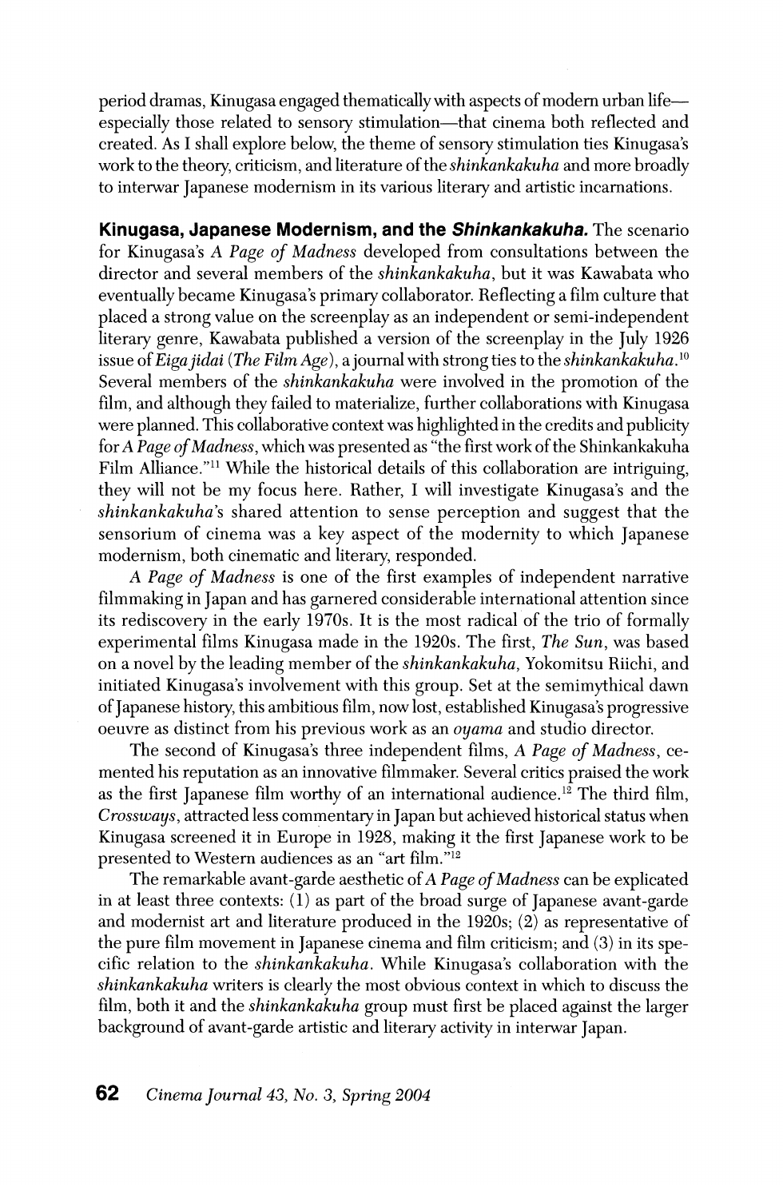period dramas, Kinugasa engaged thematically with aspects of modern urban life—especially those related to sensory stimulation—that cinema both reflected and created. As I shall explore below, the theme of sensory stimulation ties Kinugasa's work to the theory, criticism, and literature of the *shinkankakuha* and more broadly to interwar Japanese modernism in its various literary and artistic incarnations.

**Kinugasa, Japanese Modernism, and the *Shinkankakuha*.** The scenario for Kinugasa's *A Page of Madness* developed from consultations between the director and several members of the *shinkankakuha*, but it was Kawabata who eventually became Kinugasa's primary collaborator. Reflecting a film culture that placed a strong value on the screenplay as an independent or semi-independent literary genre, Kawabata published a version of the screenplay in the July 1926 issue of *Eiga jidai* (*The Film Age*), a journal with strong ties to the *shinkankakuha*.[10] Several members of the *shinkankakuha* were involved in the promotion of the film, and although they failed to materialize, further collaborations with Kinugasa were planned. This collaborative context was highlighted in the credits and publicity for *A Page of Madness*, which was presented as "the first work of the Shinkankakuha Film Alliance."[11] While the historical details of this collaboration are intriguing, they will not be my focus here. Rather, I will investigate Kinugasa's and the *shinkankakuha*'s shared attention to sense perception and suggest that the sensorium of cinema was a key aspect of the modernity to which Japanese modernism, both cinematic and literary, responded.

*A Page of Madness* is one of the first examples of independent narrative filmmaking in Japan and has garnered considerable international attention since its rediscovery in the early 1970s. It is the most radical of the trio of formally experimental films Kinugasa made in the 1920s. The first, *The Sun*, was based on a novel by the leading member of the *shinkankakuha*, Yokomitsu Riichi, and initiated Kinugasa's involvement with this group. Set at the semimythical dawn of Japanese history, this ambitious film, now lost, established Kinugasa's progressive oeuvre as distinct from his previous work as an *oyama* and studio director.

The second of Kinugasa's three independent films, *A Page of Madness*, cemented his reputation as an innovative filmmaker. Several critics praised the work as the first Japanese film worthy of an international audience.[12] The third film, *Crossways*, attracted less commentary in Japan but achieved historical status when Kinugasa screened it in Europe in 1928, making it the first Japanese work to be presented to Western audiences as an "art film."[12]

The remarkable avant-garde aesthetic of *A Page of Madness* can be explicated in at least three contexts: (1) as part of the broad surge of Japanese avant-garde and modernist art and literature produced in the 1920s; (2) as representative of the pure film movement in Japanese cinema and film criticism; and (3) in its specific relation to the *shinkankakuha*. While Kinugasa's collaboration with the *shinkankakuha* writers is clearly the most obvious context in which to discuss the film, both it and the *shinkankakuha* group must first be placed against the larger background of avant-garde artistic and literary activity in interwar Japan.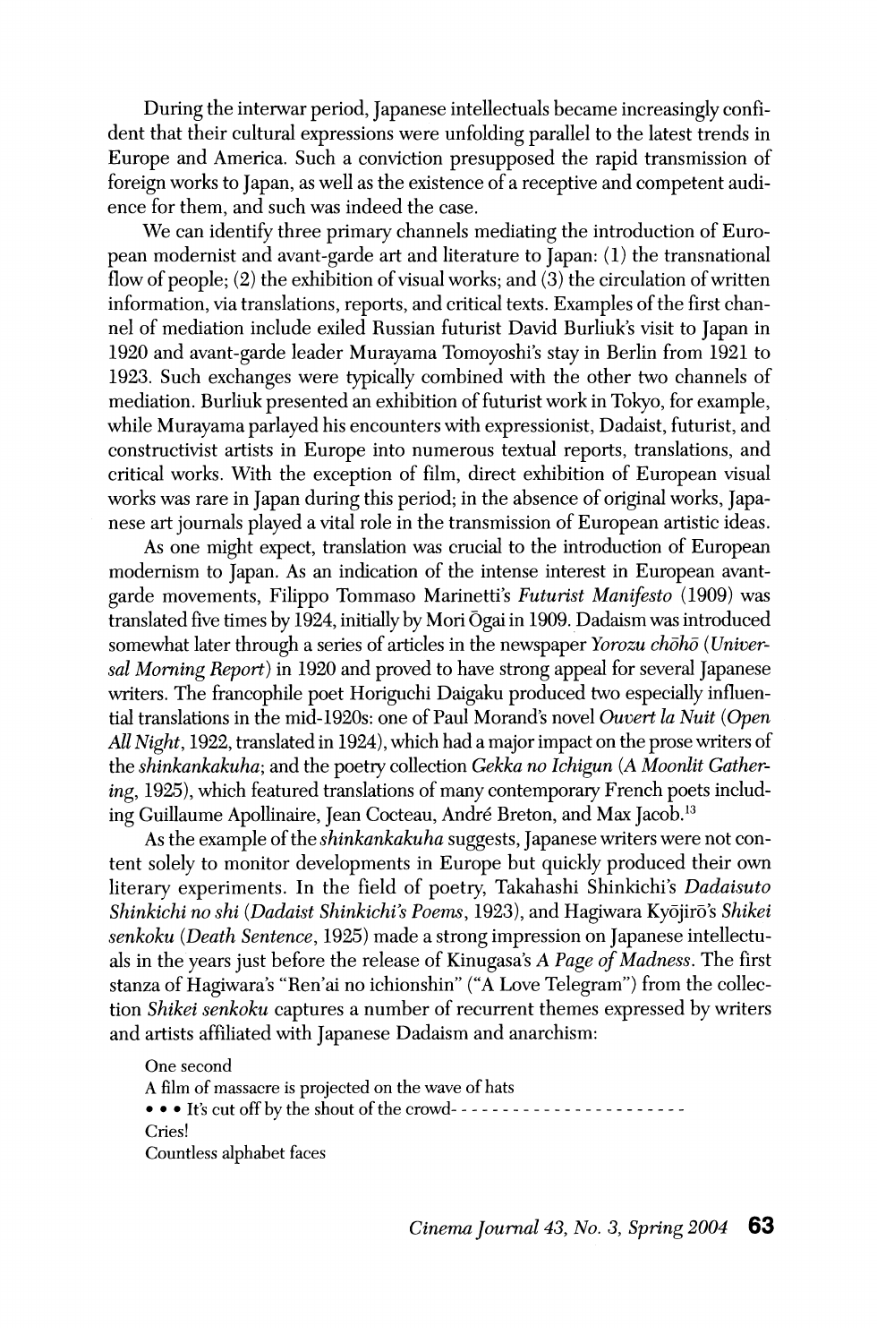During the interwar period, Japanese intellectuals became increasingly confident that their cultural expressions were unfolding parallel to the latest trends in Europe and America. Such a conviction presupposed the rapid transmission of foreign works to Japan, as well as the existence of a receptive and competent audience for them, and such was indeed the case.

We can identify three primary channels mediating the introduction of European modernist and avant-garde art and literature to Japan: (1) the transnational flow of people; (2) the exhibition of visual works; and (3) the circulation of written information, via translations, reports, and critical texts. Examples of the first channel of mediation include exiled Russian futurist David Burliuk's visit to Japan in 1920 and avant-garde leader Murayama Tomoyoshi's stay in Berlin from 1921 to 1923. Such exchanges were typically combined with the other two channels of mediation. Burliuk presented an exhibition of futurist work in Tokyo, for example, while Murayama parlayed his encounters with expressionist, Dadaist, futurist, and constructivist artists in Europe into numerous textual reports, translations, and critical works. With the exception of film, direct exhibition of European visual works was rare in Japan during this period; in the absence of original works, Japanese art journals played a vital role in the transmission of European artistic ideas.

As one might expect, translation was crucial to the introduction of European modernism to Japan. As an indication of the intense interest in European avant-garde movements, Filippo Tommaso Marinetti's *Futurist Manifesto* (1909) was translated five times by 1924, initially by Mori Ōgai in 1909. Dadaism was introduced somewhat later through a series of articles in the newspaper *Yorozu chōhō* (*Universal Morning Report*) in 1920 and proved to have strong appeal for several Japanese writers. The francophile poet Horiguchi Daigaku produced two especially influential translations in the mid-1920s: one of Paul Morand's novel *Ouvert la Nuit* (*Open All Night*, 1922, translated in 1924), which had a major impact on the prose writers of the *shinkankakuha*; and the poetry collection *Gekka no Ichigun* (*A Moonlit Gathering*, 1925), which featured translations of many contemporary French poets including Guillaume Apollinaire, Jean Cocteau, André Breton, and Max Jacob.[13]

As the example of the *shinkankakuha* suggests, Japanese writers were not content solely to monitor developments in Europe but quickly produced their own literary experiments. In the field of poetry, Takahashi Shinkichi's *Dadaisuto Shinkichi no shi* (*Dadaist Shinkichi's Poems*, 1923), and Hagiwara Kyōjirō's *Shikei senkoku* (*Death Sentence*, 1925) made a strong impression on Japanese intellectuals in the years just before the release of Kinugasa's *A Page of Madness*. The first stanza of Hagiwara's "Ren'ai no ichionshin" ("A Love Telegram") from the collection *Shikei senkoku* captures a number of recurrent themes expressed by writers and artists affiliated with Japanese Dadaism and anarchism:

> One second
> A film of massacre is projected on the wave of hats
> • • • It's cut off by the shout of the crowd- - - - - - - - - - - - - - - - - - - - - -
> Cries!
> Countless alphabet faces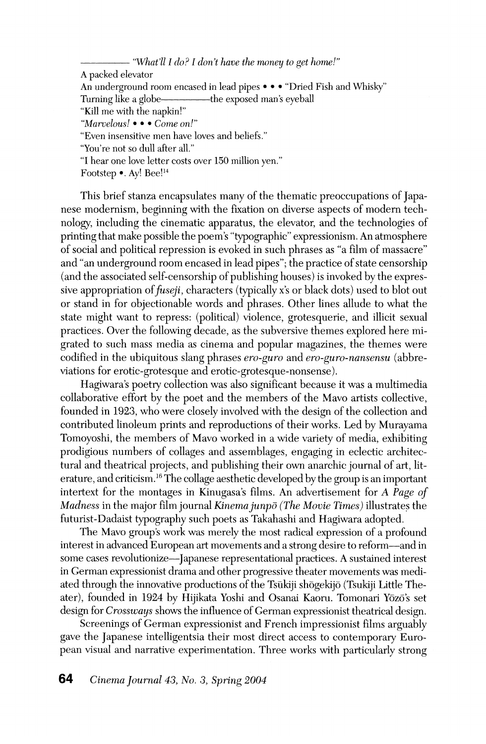———— *"What'll I do? I don't have the money to get home!"*
A packed elevator
An underground room encased in lead pipes • • • "Dried Fish and Whisky"
Turning like a globe————the exposed man's eyeball
"Kill me with the napkin!"
*"Marvelous! • • • Come on!"*
"Even insensitive men have loves and beliefs."
"You're not so dull after all."
"I hear one love letter costs over 150 million yen."
Footstep •. Ay! Bee![14]

This brief stanza encapsulates many of the thematic preoccupations of Japanese modernism, beginning with the fixation on diverse aspects of modern technology, including the cinematic apparatus, the elevator, and the technologies of printing that make possible the poem's "typographic" expressionism. An atmosphere of social and political repression is evoked in such phrases as "a film of massacre" and "an underground room encased in lead pipes"; the practice of state censorship (and the associated self-censorship of publishing houses) is invoked by the expressive appropriation of *fuseji*, characters (typically x's or black dots) used to blot out or stand in for objectionable words and phrases. Other lines allude to what the state might want to repress: (political) violence, grotesquerie, and illicit sexual practices. Over the following decade, as the subversive themes explored here migrated to such mass media as cinema and popular magazines, the themes were codified in the ubiquitous slang phrases *ero-guro* and *ero-guro-nansensu* (abbreviations for erotic-grotesque and erotic-grotesque-nonsense).

Hagiwara's poetry collection was also significant because it was a multimedia collaborative effort by the poet and the members of the Mavo artists collective, founded in 1923, who were closely involved with the design of the collection and contributed linoleum prints and reproductions of their works. Led by Murayama Tomoyoshi, the members of Mavo worked in a wide variety of media, exhibiting prodigious numbers of collages and assemblages, engaging in eclectic architectural and theatrical projects, and publishing their own anarchic journal of art, literature, and criticism.[16] The collage aesthetic developed by the group is an important intertext for the montages in Kinugasa's films. An advertisement for *A Page of Madness* in the major film journal *Kinema junpō (The Movie Times)* illustrates the futurist-Dadaist typography such poets as Takahashi and Hagiwara adopted.

The Mavo group's work was merely the most radical expression of a profound interest in advanced European art movements and a strong desire to reform—and in some cases revolutionize—Japanese representational practices. A sustained interest in German expressionist drama and other progressive theater movements was mediated through the innovative productions of the Tsūkiji shōgekijō (Tsukiji Little Theater), founded in 1924 by Hijikata Yoshi and Osanai Kaoru. Tomonari Yōzō's set design for *Crossways* shows the influence of German expressionist theatrical design.

Screenings of German expressionist and French impressionist films arguably gave the Japanese intelligentsia their most direct access to contemporary European visual and narrative experimentation. Three works with particularly strong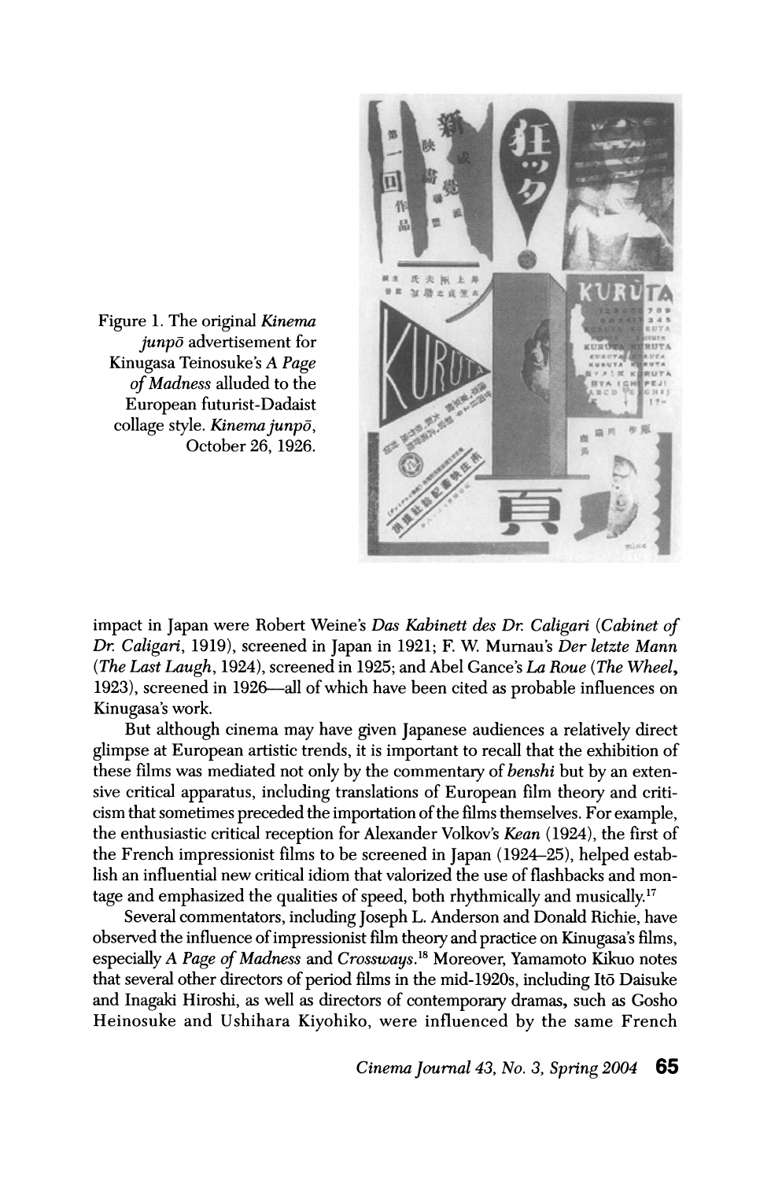Figure 1. The original *Kinema junpō* advertisement for Kinugasa Teinosuke's *A Page of Madness* alluded to the European futurist-Dadaist collage style. *Kinema junpō*, October 26, 1926.

impact in Japan were Robert Weine's *Das Kabinett des Dr. Caligari* (*Cabinet of Dr. Caligari*, 1919), screened in Japan in 1921; F. W. Murnau's *Der letzte Mann* (*The Last Laugh*, 1924), screened in 1925; and Abel Gance's *La Roue* (*The Wheel*, 1923), screened in 1926—all of which have been cited as probable influences on Kinugasa's work.

But although cinema may have given Japanese audiences a relatively direct glimpse at European artistic trends, it is important to recall that the exhibition of these films was mediated not only by the commentary of *benshi* but by an extensive critical apparatus, including translations of European film theory and criticism that sometimes preceded the importation of the films themselves. For example, the enthusiastic critical reception for Alexander Volkov's *Kean* (1924), the first of the French impressionist films to be screened in Japan (1924–25), helped establish an influential new critical idiom that valorized the use of flashbacks and montage and emphasized the qualities of speed, both rhythmically and musically.[17]

Several commentators, including Joseph L. Anderson and Donald Richie, have observed the influence of impressionist film theory and practice on Kinugasa's films, especially *A Page of Madness* and *Crossways*.[18] Moreover, Yamamoto Kikuo notes that several other directors of period films in the mid-1920s, including Itō Daisuke and Inagaki Hiroshi, as well as directors of contemporary dramas, such as Gosho Heinosuke and Ushihara Kiyohiko, were influenced by the same French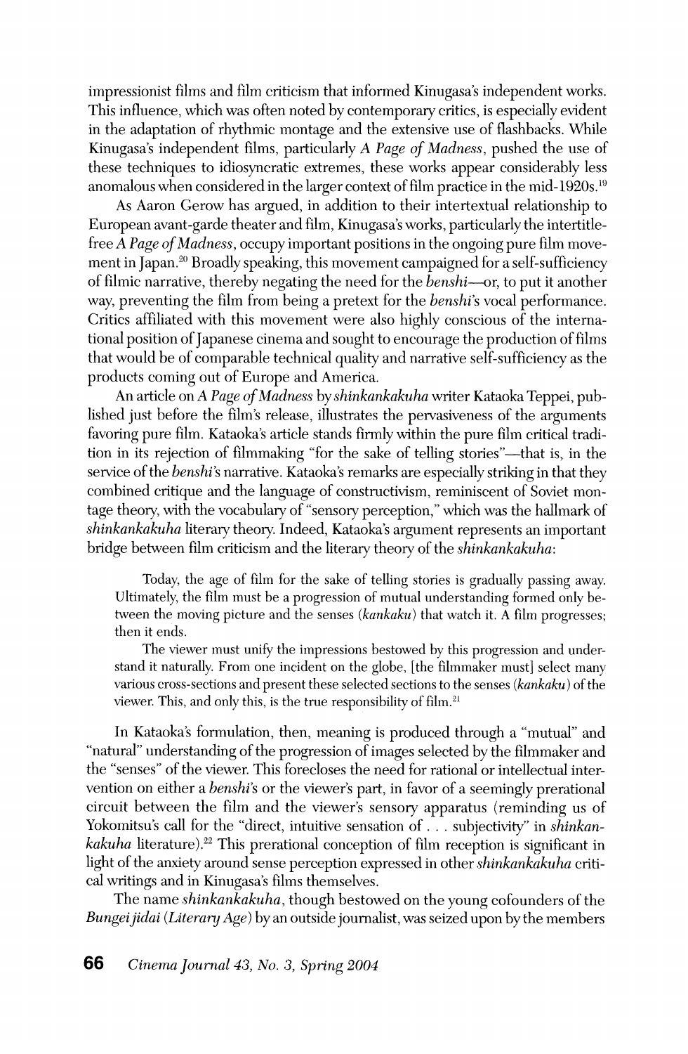impressionist films and film criticism that informed Kinugasa's independent works. This influence, which was often noted by contemporary critics, is especially evident in the adaptation of rhythmic montage and the extensive use of flashbacks. While Kinugasa's independent films, particularly *A Page of Madness*, pushed the use of these techniques to idiosyncratic extremes, these works appear considerably less anomalous when considered in the larger context of film practice in the mid-1920s.[19]

As Aaron Gerow has argued, in addition to their intertextual relationship to European avant-garde theater and film, Kinugasa's works, particularly the intertitle-free *A Page of Madness*, occupy important positions in the ongoing pure film movement in Japan.[20] Broadly speaking, this movement campaigned for a self-sufficiency of filmic narrative, thereby negating the need for the *benshi*—or, to put it another way, preventing the film from being a pretext for the *benshi*'s vocal performance. Critics affiliated with this movement were also highly conscious of the international position of Japanese cinema and sought to encourage the production of films that would be of comparable technical quality and narrative self-sufficiency as the products coming out of Europe and America.

An article on *A Page of Madness* by *shinkankakuha* writer Kataoka Teppei, published just before the film's release, illustrates the pervasiveness of the arguments favoring pure film. Kataoka's article stands firmly within the pure film critical tradition in its rejection of filmmaking "for the sake of telling stories"—that is, in the service of the *benshi*'s narrative. Kataoka's remarks are especially striking in that they combined critique and the language of constructivism, reminiscent of Soviet montage theory, with the vocabulary of "sensory perception," which was the hallmark of *shinkankakuha* literary theory. Indeed, Kataoka's argument represents an important bridge between film criticism and the literary theory of the *shinkankakuha*:

> Today, the age of film for the sake of telling stories is gradually passing away. Ultimately, the film must be a progression of mutual understanding formed only between the moving picture and the senses (*kankaku*) that watch it. A film progresses; then it ends.
>
> The viewer must unify the impressions bestowed by this progression and understand it naturally. From one incident on the globe, [the filmmaker must] select many various cross-sections and present these selected sections to the senses (*kankaku*) of the viewer. This, and only this, is the true responsibility of film.[21]

In Kataoka's formulation, then, meaning is produced through a "mutual" and "natural" understanding of the progression of images selected by the filmmaker and the "senses" of the viewer. This forecloses the need for rational or intellectual intervention on either a *benshi*'s or the viewer's part, in favor of a seemingly prerational circuit between the film and the viewer's sensory apparatus (reminding us of Yokomitsu's call for the "direct, intuitive sensation of . . . subjectivity" in *shinkankakuha* literature).[22] This prerational conception of film reception is significant in light of the anxiety around sense perception expressed in other *shinkankakuha* critical writings and in Kinugasa's films themselves.

The name *shinkankakuha*, though bestowed on the young cofounders of the *Bungei jidai* (*Literary Age*) by an outside journalist, was seized upon by the members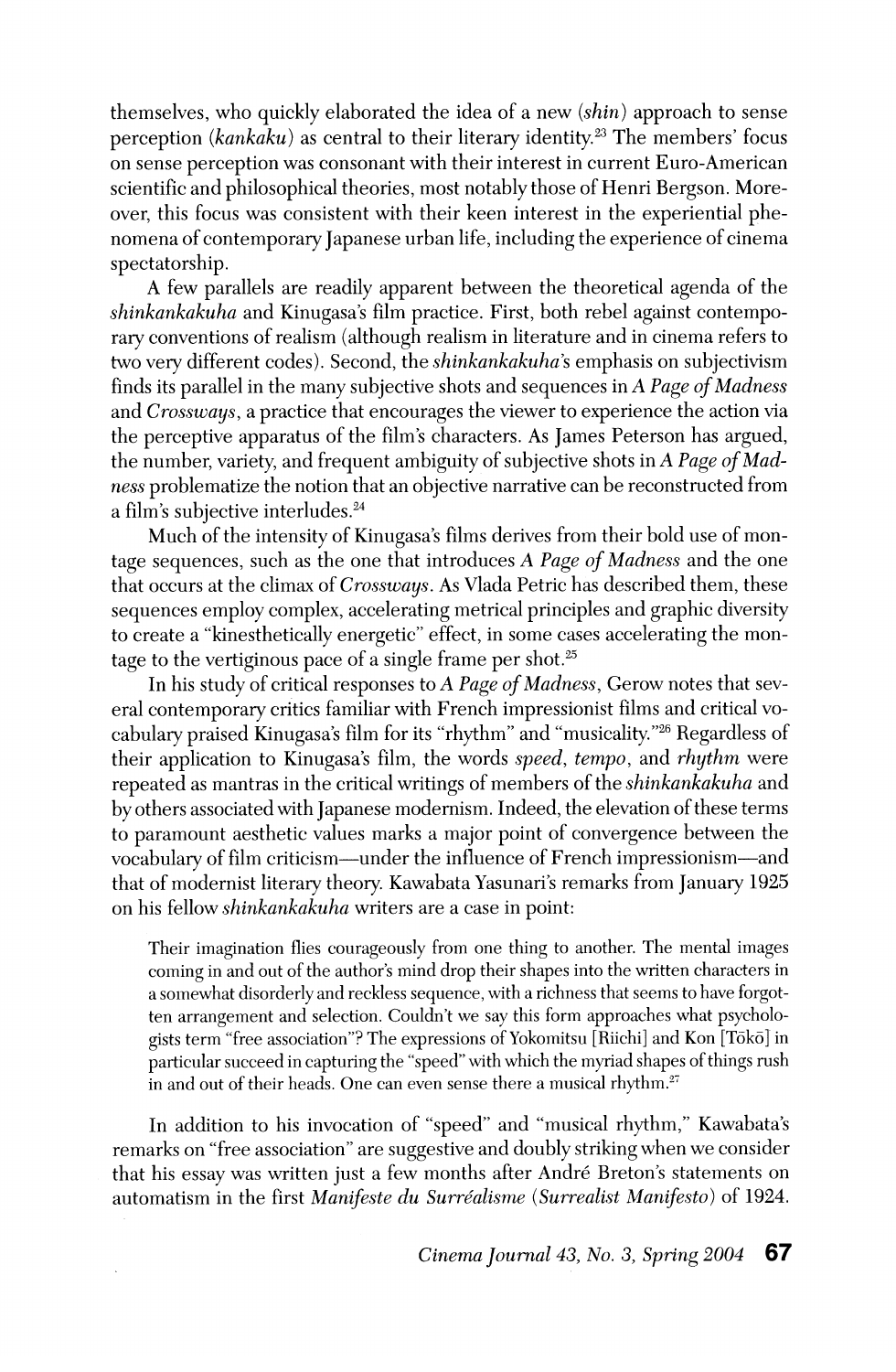themselves, who quickly elaborated the idea of a new (*shin*) approach to sense perception (*kankaku*) as central to their literary identity.[23] The members' focus on sense perception was consonant with their interest in current Euro-American scientific and philosophical theories, most notably those of Henri Bergson. Moreover, this focus was consistent with their keen interest in the experiential phenomena of contemporary Japanese urban life, including the experience of cinema spectatorship.

A few parallels are readily apparent between the theoretical agenda of the *shinkankakuha* and Kinugasa's film practice. First, both rebel against contemporary conventions of realism (although realism in literature and in cinema refers to two very different codes). Second, the *shinkankakuha's* emphasis on subjectivism finds its parallel in the many subjective shots and sequences in *A Page of Madness* and *Crossways*, a practice that encourages the viewer to experience the action via the perceptive apparatus of the film's characters. As James Peterson has argued, the number, variety, and frequent ambiguity of subjective shots in *A Page of Madness* problematize the notion that an objective narrative can be reconstructed from a film's subjective interludes.[24]

Much of the intensity of Kinugasa's films derives from their bold use of montage sequences, such as the one that introduces *A Page of Madness* and the one that occurs at the climax of *Crossways*. As Vlada Petric has described them, these sequences employ complex, accelerating metrical principles and graphic diversity to create a "kinesthetically energetic" effect, in some cases accelerating the montage to the vertiginous pace of a single frame per shot.[25]

In his study of critical responses to *A Page of Madness*, Gerow notes that several contemporary critics familiar with French impressionist films and critical vocabulary praised Kinugasa's film for its "rhythm" and "musicality."[26] Regardless of their application to Kinugasa's film, the words *speed*, *tempo*, and *rhythm* were repeated as mantras in the critical writings of members of the *shinkankakuha* and by others associated with Japanese modernism. Indeed, the elevation of these terms to paramount aesthetic values marks a major point of convergence between the vocabulary of film criticism—under the influence of French impressionism—and that of modernist literary theory. Kawabata Yasunari's remarks from January 1925 on his fellow *shinkankakuha* writers are a case in point:

> Their imagination flies courageously from one thing to another. The mental images coming in and out of the author's mind drop their shapes into the written characters in a somewhat disorderly and reckless sequence, with a richness that seems to have forgotten arrangement and selection. Couldn't we say this form approaches what psychologists term "free association"? The expressions of Yokomitsu [Riichi] and Kon [Tōkō] in particular succeed in capturing the "speed" with which the myriad shapes of things rush in and out of their heads. One can even sense there a musical rhythm.[27]

In addition to his invocation of "speed" and "musical rhythm," Kawabata's remarks on "free association" are suggestive and doubly striking when we consider that his essay was written just a few months after André Breton's statements on automatism in the first *Manifeste du Surréalisme* (*Surrealist Manifesto*) of 1924.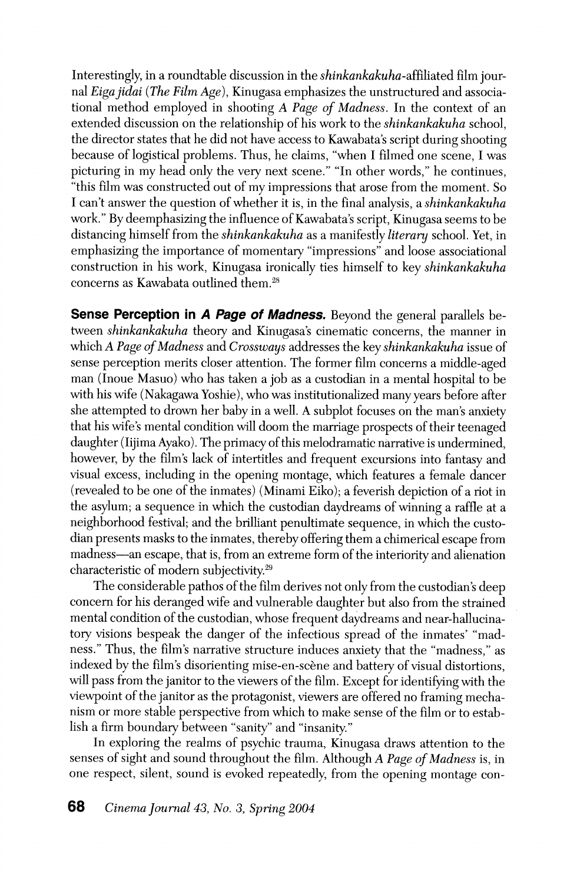Interestingly, in a roundtable discussion in the *shinkankakuha*-affiliated film journal *Eiga jidai* (*The Film Age*), Kinugasa emphasizes the unstructured and associational method employed in shooting *A Page of Madness*. In the context of an extended discussion on the relationship of his work to the *shinkankakuha* school, the director states that he did not have access to Kawabata's script during shooting because of logistical problems. Thus, he claims, "when I filmed one scene, I was picturing in my head only the very next scene." "In other words," he continues, "this film was constructed out of my impressions that arose from the moment. So I can't answer the question of whether it is, in the final analysis, a *shinkankakuha* work." By deemphasizing the influence of Kawabata's script, Kinugasa seems to be distancing himself from the *shinkankakuha* as a manifestly *literary* school. Yet, in emphasizing the importance of momentary "impressions" and loose associational construction in his work, Kinugasa ironically ties himself to key *shinkankakuha* concerns as Kawabata outlined them.[28]

**Sense Perception in *A Page of Madness*.** Beyond the general parallels between *shinkankakuha* theory and Kinugasa's cinematic concerns, the manner in which *A Page of Madness* and *Crossways* addresses the key *shinkankakuha* issue of sense perception merits closer attention. The former film concerns a middle-aged man (Inoue Masuo) who has taken a job as a custodian in a mental hospital to be with his wife (Nakagawa Yoshie), who was institutionalized many years before after she attempted to drown her baby in a well. A subplot focuses on the man's anxiety that his wife's mental condition will doom the marriage prospects of their teenaged daughter (Iijima Ayako). The primacy of this melodramatic narrative is undermined, however, by the film's lack of intertitles and frequent excursions into fantasy and visual excess, including in the opening montage, which features a female dancer (revealed to be one of the inmates) (Minami Eiko); a feverish depiction of a riot in the asylum; a sequence in which the custodian daydreams of winning a raffle at a neighborhood festival; and the brilliant penultimate sequence, in which the custodian presents masks to the inmates, thereby offering them a chimerical escape from madness—an escape, that is, from an extreme form of the interiority and alienation characteristic of modern subjectivity.[29]

The considerable pathos of the film derives not only from the custodian's deep concern for his deranged wife and vulnerable daughter but also from the strained mental condition of the custodian, whose frequent daydreams and near-hallucinatory visions bespeak the danger of the infectious spread of the inmates' "madness." Thus, the film's narrative structure induces anxiety that the "madness," as indexed by the film's disorienting mise-en-scène and battery of visual distortions, will pass from the janitor to the viewers of the film. Except for identifying with the viewpoint of the janitor as the protagonist, viewers are offered no framing mechanism or more stable perspective from which to make sense of the film or to establish a firm boundary between "sanity" and "insanity."

In exploring the realms of psychic trauma, Kinugasa draws attention to the senses of sight and sound throughout the film. Although *A Page of Madness* is, in one respect, silent, sound is evoked repeatedly, from the opening montage con-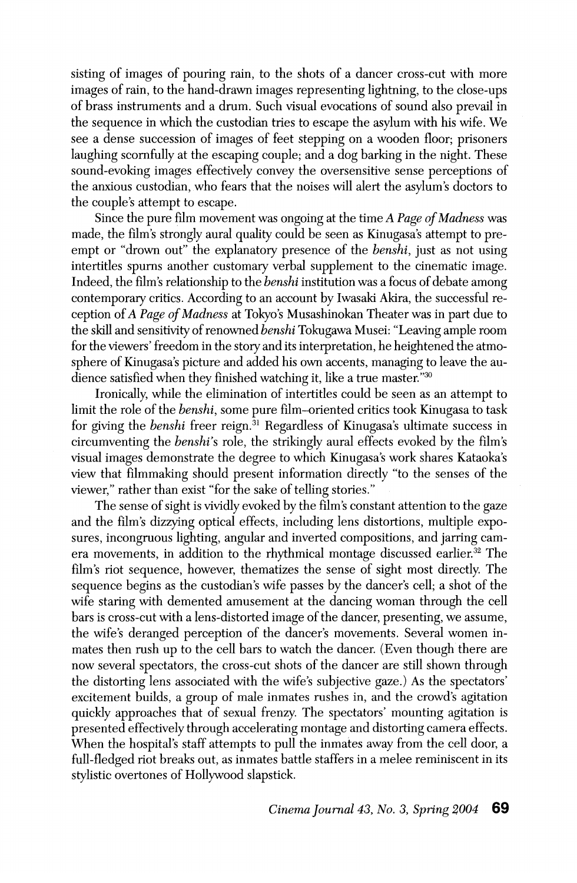sisting of images of pouring rain, to the shots of a dancer cross-cut with more images of rain, to the hand-drawn images representing lightning, to the close-ups of brass instruments and a drum. Such visual evocations of sound also prevail in the sequence in which the custodian tries to escape the asylum with his wife. We see a dense succession of images of feet stepping on a wooden floor; prisoners laughing scornfully at the escaping couple; and a dog barking in the night. These sound-evoking images effectively convey the oversensitive sense perceptions of the anxious custodian, who fears that the noises will alert the asylum's doctors to the couple's attempt to escape.

Since the pure film movement was ongoing at the time *A Page of Madness* was made, the film's strongly aural quality could be seen as Kinugasa's attempt to preempt or "drown out" the explanatory presence of the *benshi*, just as not using intertitles spurns another customary verbal supplement to the cinematic image. Indeed, the film's relationship to the *benshi* institution was a focus of debate among contemporary critics. According to an account by Iwasaki Akira, the successful reception of *A Page of Madness* at Tokyo's Musashinokan Theater was in part due to the skill and sensitivity of renowned *benshi* Tokugawa Musei: "Leaving ample room for the viewers' freedom in the story and its interpretation, he heightened the atmosphere of Kinugasa's picture and added his own accents, managing to leave the audience satisfied when they finished watching it, like a true master."[30]

Ironically, while the elimination of intertitles could be seen as an attempt to limit the role of the *benshi*, some pure film–oriented critics took Kinugasa to task for giving the *benshi* freer reign.[31] Regardless of Kinugasa's ultimate success in circumventing the *benshi's* role, the strikingly aural effects evoked by the film's visual images demonstrate the degree to which Kinugasa's work shares Kataoka's view that filmmaking should present information directly "to the senses of the viewer," rather than exist "for the sake of telling stories."

The sense of sight is vividly evoked by the film's constant attention to the gaze and the film's dizzying optical effects, including lens distortions, multiple exposures, incongruous lighting, angular and inverted compositions, and jarring camera movements, in addition to the rhythmical montage discussed earlier.[32] The film's riot sequence, however, thematizes the sense of sight most directly. The sequence begins as the custodian's wife passes by the dancer's cell; a shot of the wife staring with demented amusement at the dancing woman through the cell bars is cross-cut with a lens-distorted image of the dancer, presenting, we assume, the wife's deranged perception of the dancer's movements. Several women inmates then rush up to the cell bars to watch the dancer. (Even though there are now several spectators, the cross-cut shots of the dancer are still shown through the distorting lens associated with the wife's subjective gaze.) As the spectators' excitement builds, a group of male inmates rushes in, and the crowd's agitation quickly approaches that of sexual frenzy. The spectators' mounting agitation is presented effectively through accelerating montage and distorting camera effects. When the hospital's staff attempts to pull the inmates away from the cell door, a full-fledged riot breaks out, as inmates battle staffers in a melee reminiscent in its stylistic overtones of Hollywood slapstick.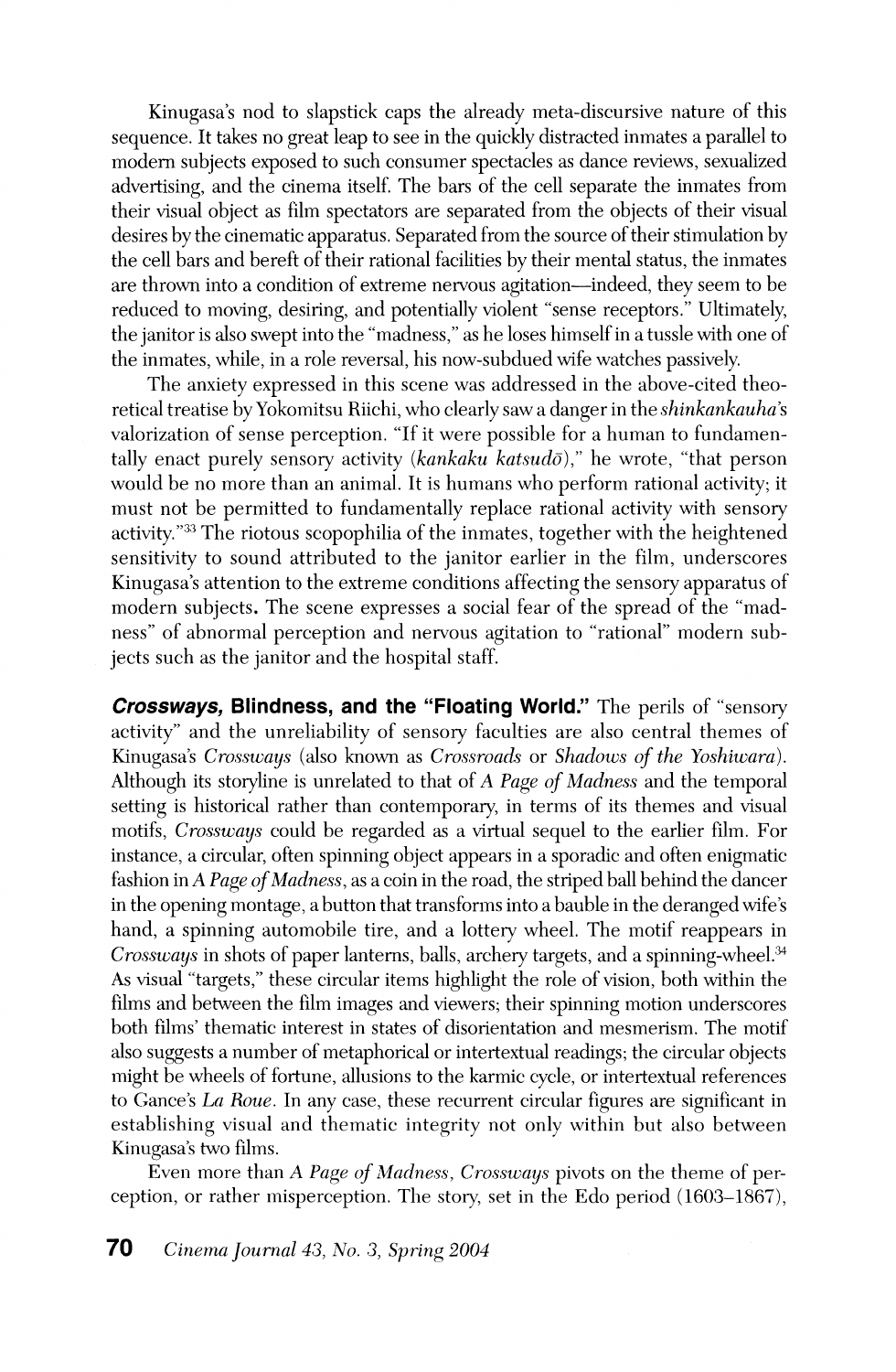Kinugasa's nod to slapstick caps the already meta-discursive nature of this sequence. It takes no great leap to see in the quickly distracted inmates a parallel to modern subjects exposed to such consumer spectacles as dance reviews, sexualized advertising, and the cinema itself. The bars of the cell separate the inmates from their visual object as film spectators are separated from the objects of their visual desires by the cinematic apparatus. Separated from the source of their stimulation by the cell bars and bereft of their rational facilities by their mental status, the inmates are thrown into a condition of extreme nervous agitation—indeed, they seem to be reduced to moving, desiring, and potentially violent "sense receptors." Ultimately, the janitor is also swept into the "madness," as he loses himself in a tussle with one of the inmates, while, in a role reversal, his now-subdued wife watches passively.

The anxiety expressed in this scene was addressed in the above-cited theoretical treatise by Yokomitsu Riichi, who clearly saw a danger in the *shinkankauha*'s valorization of sense perception. "If it were possible for a human to fundamentally enact purely sensory activity (*kankaku katsudō*)," he wrote, "that person would be no more than an animal. It is humans who perform rational activity; it must not be permitted to fundamentally replace rational activity with sensory activity."[33] The riotous scopophilia of the inmates, together with the heightened sensitivity to sound attributed to the janitor earlier in the film, underscores Kinugasa's attention to the extreme conditions affecting the sensory apparatus of modern subjects. The scene expresses a social fear of the spread of the "madness" of abnormal perception and nervous agitation to "rational" modern subjects such as the janitor and the hospital staff.

***Crossways,* Blindness, and the "Floating World."** The perils of "sensory activity" and the unreliability of sensory faculties are also central themes of Kinugasa's *Crossways* (also known as *Crossroads* or *Shadows of the Yoshiwara*). Although its storyline is unrelated to that of *A Page of Madness* and the temporal setting is historical rather than contemporary, in terms of its themes and visual motifs, *Crossways* could be regarded as a virtual sequel to the earlier film. For instance, a circular, often spinning object appears in a sporadic and often enigmatic fashion in *A Page of Madness*, as a coin in the road, the striped ball behind the dancer in the opening montage, a button that transforms into a bauble in the deranged wife's hand, a spinning automobile tire, and a lottery wheel. The motif reappears in *Crossways* in shots of paper lanterns, balls, archery targets, and a spinning-wheel.[34] As visual "targets," these circular items highlight the role of vision, both within the films and between the film images and viewers; their spinning motion underscores both films' thematic interest in states of disorientation and mesmerism. The motif also suggests a number of metaphorical or intertextual readings; the circular objects might be wheels of fortune, allusions to the karmic cycle, or intertextual references to Gance's *La Roue*. In any case, these recurrent circular figures are significant in establishing visual and thematic integrity not only within but also between Kinugasa's two films.

Even more than *A Page of Madness*, *Crossways* pivots on the theme of perception, or rather misperception. The story, set in the Edo period (1603–1867),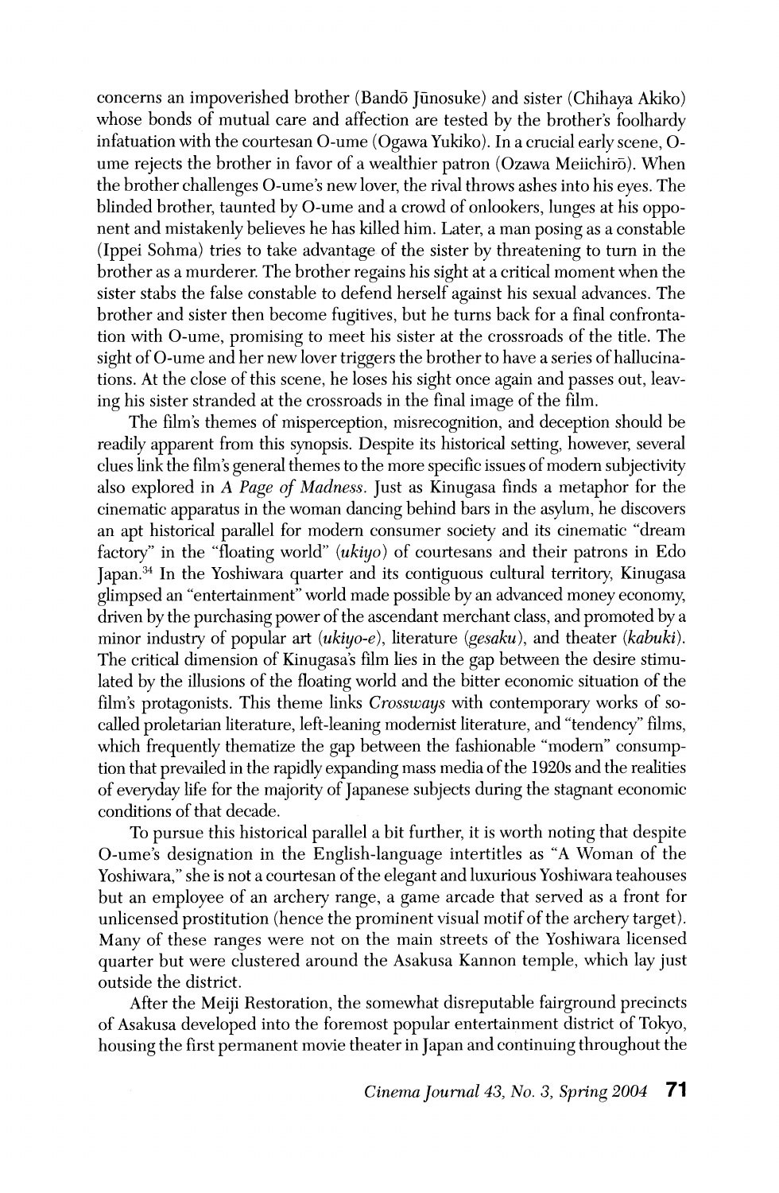concerns an impoverished brother (Bandō Jūnosuke) and sister (Chihaya Akiko) whose bonds of mutual care and affection are tested by the brother's foolhardy infatuation with the courtesan O-ume (Ogawa Yukiko). In a crucial early scene, O-ume rejects the brother in favor of a wealthier patron (Ozawa Meiichirō). When the brother challenges O-ume's new lover, the rival throws ashes into his eyes. The blinded brother, taunted by O-ume and a crowd of onlookers, lunges at his opponent and mistakenly believes he has killed him. Later, a man posing as a constable (Ippei Sohma) tries to take advantage of the sister by threatening to turn in the brother as a murderer. The brother regains his sight at a critical moment when the sister stabs the false constable to defend herself against his sexual advances. The brother and sister then become fugitives, but he turns back for a final confrontation with O-ume, promising to meet his sister at the crossroads of the title. The sight of O-ume and her new lover triggers the brother to have a series of hallucinations. At the close of this scene, he loses his sight once again and passes out, leaving his sister stranded at the crossroads in the final image of the film.

The film's themes of misperception, misrecognition, and deception should be readily apparent from this synopsis. Despite its historical setting, however, several clues link the film's general themes to the more specific issues of modern subjectivity also explored in *A Page of Madness*. Just as Kinugasa finds a metaphor for the cinematic apparatus in the woman dancing behind bars in the asylum, he discovers an apt historical parallel for modern consumer society and its cinematic "dream factory" in the "floating world" (*ukiyo*) of courtesans and their patrons in Edo Japan.[34] In the Yoshiwara quarter and its contiguous cultural territory, Kinugasa glimpsed an "entertainment" world made possible by an advanced money economy, driven by the purchasing power of the ascendant merchant class, and promoted by a minor industry of popular art (*ukiyo-e*), literature (*gesaku*), and theater (*kabuki*). The critical dimension of Kinugasa's film lies in the gap between the desire stimulated by the illusions of the floating world and the bitter economic situation of the film's protagonists. This theme links *Crossways* with contemporary works of so-called proletarian literature, left-leaning modernist literature, and "tendency" films, which frequently thematize the gap between the fashionable "modern" consumption that prevailed in the rapidly expanding mass media of the 1920s and the realities of everyday life for the majority of Japanese subjects during the stagnant economic conditions of that decade.

To pursue this historical parallel a bit further, it is worth noting that despite O-ume's designation in the English-language intertitles as "A Woman of the Yoshiwara," she is not a courtesan of the elegant and luxurious Yoshiwara teahouses but an employee of an archery range, a game arcade that served as a front for unlicensed prostitution (hence the prominent visual motif of the archery target). Many of these ranges were not on the main streets of the Yoshiwara licensed quarter but were clustered around the Asakusa Kannon temple, which lay just outside the district.

After the Meiji Restoration, the somewhat disreputable fairground precincts of Asakusa developed into the foremost popular entertainment district of Tokyo, housing the first permanent movie theater in Japan and continuing throughout the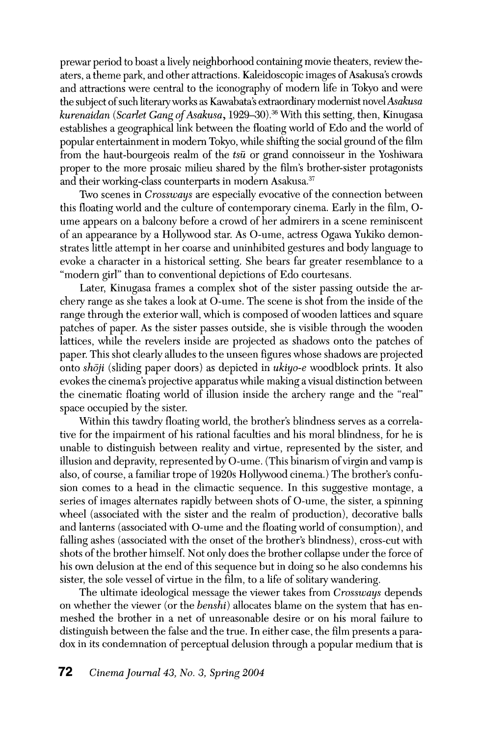prewar period to boast a lively neighborhood containing movie theaters, review theaters, a theme park, and other attractions. Kaleidoscopic images of Asakusa's crowds and attractions were central to the iconography of modern life in Tokyo and were the subject of such literary works as Kawabata's extraordinary modernist novel *Asakusa kurenaidan* (*Scarlet Gang of Asakusa*, 1929–30).[36] With this setting, then, Kinugasa establishes a geographical link between the floating world of Edo and the world of popular entertainment in modern Tokyo, while shifting the social ground of the film from the haut-bourgeois realm of the *tsū* or grand connoisseur in the Yoshiwara proper to the more prosaic milieu shared by the film's brother-sister protagonists and their working-class counterparts in modern Asakusa.[37]

Two scenes in *Crossways* are especially evocative of the connection between this floating world and the culture of contemporary cinema. Early in the film, O-ume appears on a balcony before a crowd of her admirers in a scene reminiscent of an appearance by a Hollywood star. As O-ume, actress Ogawa Yukiko demonstrates little attempt in her coarse and uninhibited gestures and body language to evoke a character in a historical setting. She bears far greater resemblance to a "modern girl" than to conventional depictions of Edo courtesans.

Later, Kinugasa frames a complex shot of the sister passing outside the archery range as she takes a look at O-ume. The scene is shot from the inside of the range through the exterior wall, which is composed of wooden lattices and square patches of paper. As the sister passes outside, she is visible through the wooden lattices, while the revelers inside are projected as shadows onto the patches of paper. This shot clearly alludes to the unseen figures whose shadows are projected onto *shōji* (sliding paper doors) as depicted in *ukiyo-e* woodblock prints. It also evokes the cinema's projective apparatus while making a visual distinction between the cinematic floating world of illusion inside the archery range and the "real" space occupied by the sister.

Within this tawdry floating world, the brother's blindness serves as a correlative for the impairment of his rational faculties and his moral blindness, for he is unable to distinguish between reality and virtue, represented by the sister, and illusion and depravity, represented by O-ume. (This binarism of virgin and vamp is also, of course, a familiar trope of 1920s Hollywood cinema.) The brother's confusion comes to a head in the climactic sequence. In this suggestive montage, a series of images alternates rapidly between shots of O-ume, the sister, a spinning wheel (associated with the sister and the realm of production), decorative balls and lanterns (associated with O-ume and the floating world of consumption), and falling ashes (associated with the onset of the brother's blindness), cross-cut with shots of the brother himself. Not only does the brother collapse under the force of his own delusion at the end of this sequence but in doing so he also condemns his sister, the sole vessel of virtue in the film, to a life of solitary wandering.

The ultimate ideological message the viewer takes from *Crossways* depends on whether the viewer (or the *benshi*) allocates blame on the system that has enmeshed the brother in a net of unreasonable desire or on his moral failure to distinguish between the false and the true. In either case, the film presents a paradox in its condemnation of perceptual delusion through a popular medium that is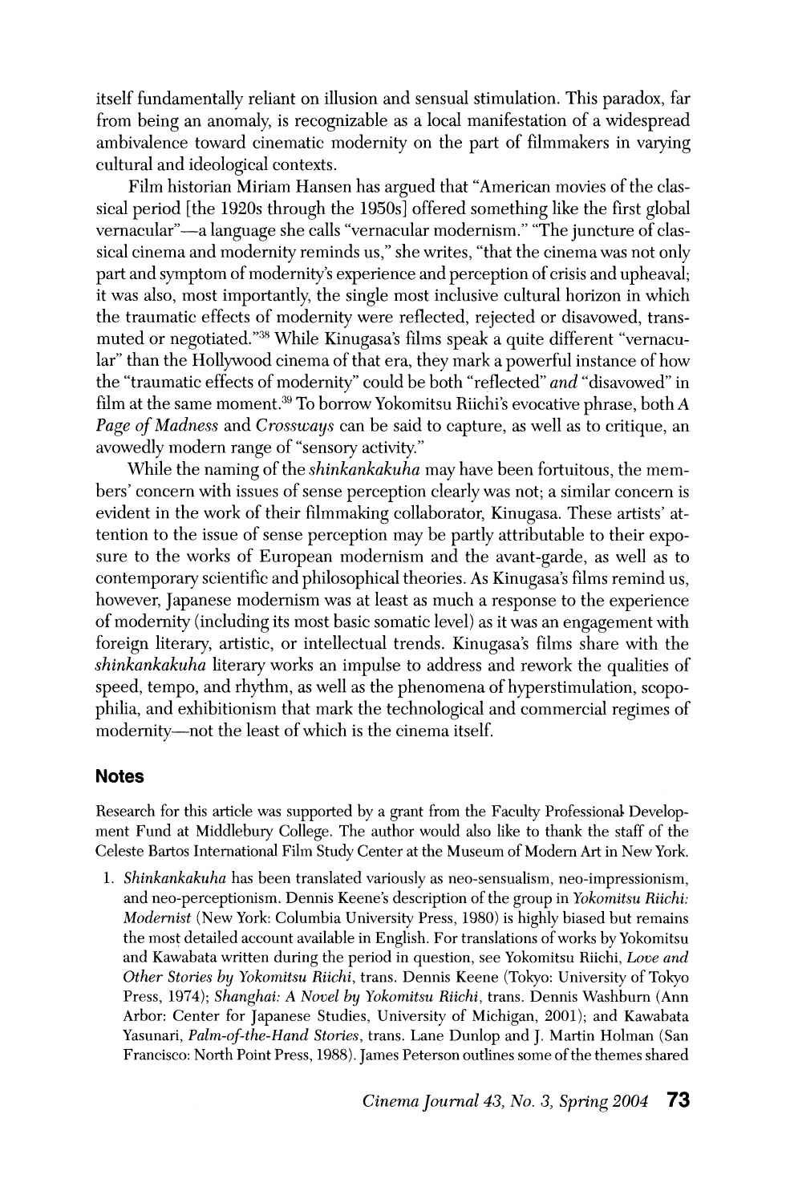itself fundamentally reliant on illusion and sensual stimulation. This paradox, far from being an anomaly, is recognizable as a local manifestation of a widespread ambivalence toward cinematic modernity on the part of filmmakers in varying cultural and ideological contexts.

Film historian Miriam Hansen has argued that "American movies of the classical period [the 1920s through the 1950s] offered something like the first global vernacular"—a language she calls "vernacular modernism." "The juncture of classical cinema and modernity reminds us," she writes, "that the cinema was not only part and symptom of modernity's experience and perception of crisis and upheaval; it was also, most importantly, the single most inclusive cultural horizon in which the traumatic effects of modernity were reflected, rejected or disavowed, transmuted or negotiated."[38] While Kinugasa's films speak a quite different "vernacular" than the Hollywood cinema of that era, they mark a powerful instance of how the "traumatic effects of modernity" could be both "reflected" *and* "disavowed" in film at the same moment.[39] To borrow Yokomitsu Riichi's evocative phrase, both *A Page of Madness* and *Crossways* can be said to capture, as well as to critique, an avowedly modern range of "sensory activity."

While the naming of the *shinkankakuha* may have been fortuitous, the members' concern with issues of sense perception clearly was not; a similar concern is evident in the work of their filmmaking collaborator, Kinugasa. These artists' attention to the issue of sense perception may be partly attributable to their exposure to the works of European modernism and the avant-garde, as well as to contemporary scientific and philosophical theories. As Kinugasa's films remind us, however, Japanese modernism was at least as much a response to the experience of modernity (including its most basic somatic level) as it was an engagement with foreign literary, artistic, or intellectual trends. Kinugasa's films share with the *shinkankakuha* literary works an impulse to address and rework the qualities of speed, tempo, and rhythm, as well as the phenomena of hyperstimulation, scopophilia, and exhibitionism that mark the technological and commercial regimes of modernity—not the least of which is the cinema itself.

## Notes

Research for this article was supported by a grant from the Faculty Professional Development Fund at Middlebury College. The author would also like to thank the staff of the Celeste Bartos International Film Study Center at the Museum of Modern Art in New York.

1. *Shinkankakuha* has been translated variously as neo-sensualism, neo-impressionism, and neo-perceptionism. Dennis Keene's description of the group in *Yokomitsu Riichi: Modernist* (New York: Columbia University Press, 1980) is highly biased but remains the most detailed account available in English. For translations of works by Yokomitsu and Kawabata written during the period in question, see Yokomitsu Riichi, *Love and Other Stories by Yokomitsu Riichi*, trans. Dennis Keene (Tokyo: University of Tokyo Press, 1974); *Shanghai: A Novel by Yokomitsu Riichi*, trans. Dennis Washburn (Ann Arbor: Center for Japanese Studies, University of Michigan, 2001); and Kawabata Yasunari, *Palm-of-the-Hand Stories*, trans. Lane Dunlop and J. Martin Holman (San Francisco: North Point Press, 1988). James Peterson outlines some of the themes shared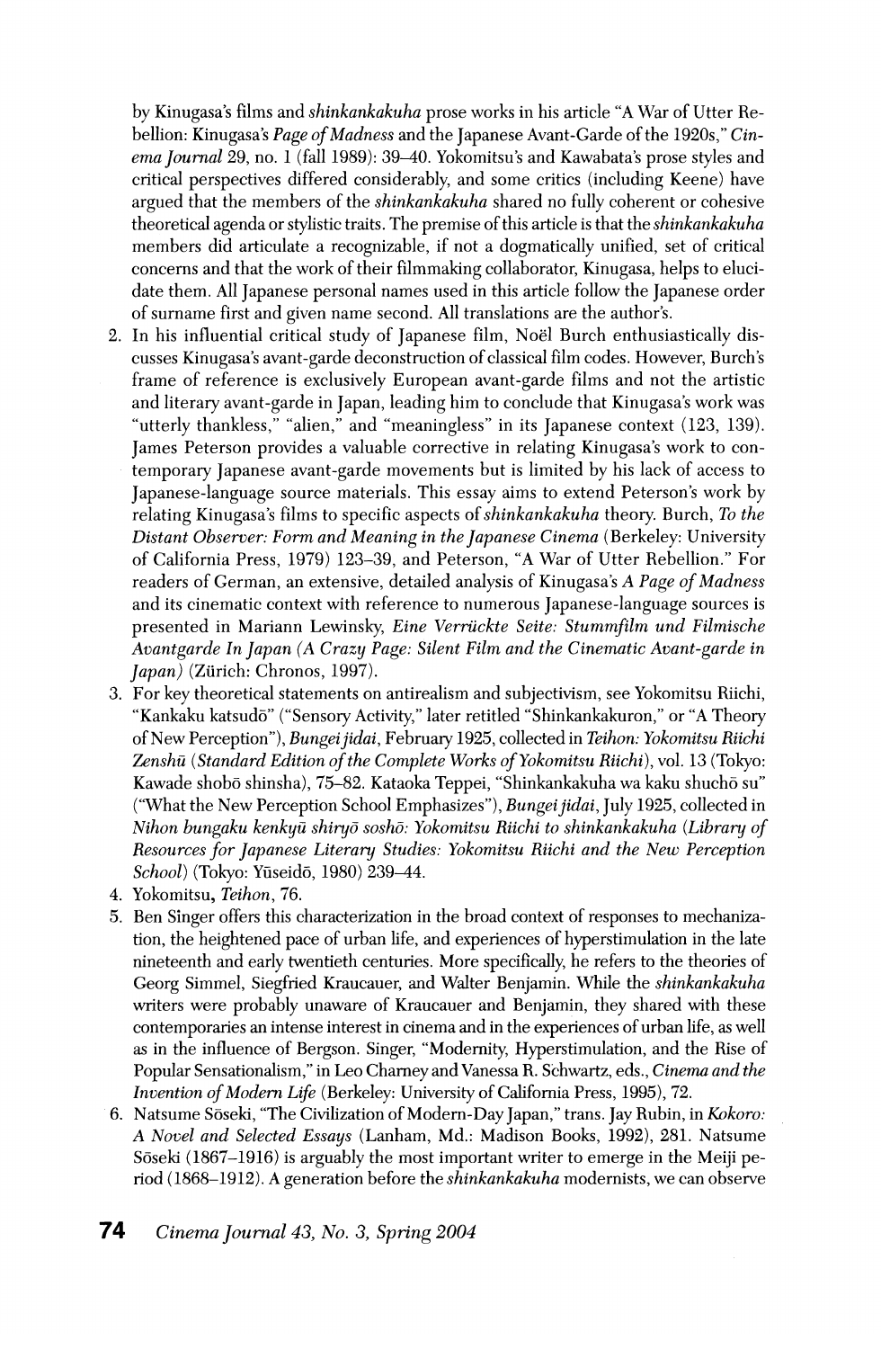by Kinugasa's films and *shinkankakuha* prose works in his article "A War of Utter Rebellion: Kinugasa's *Page of Madness* and the Japanese Avant-Garde of the 1920s," *Cinema Journal* 29, no. 1 (fall 1989): 39–40. Yokomitsu's and Kawabata's prose styles and critical perspectives differed considerably, and some critics (including Keene) have argued that the members of the *shinkankakuha* shared no fully coherent or cohesive theoretical agenda or stylistic traits. The premise of this article is that the *shinkankakuha* members did articulate a recognizable, if not a dogmatically unified, set of critical concerns and that the work of their filmmaking collaborator, Kinugasa, helps to elucidate them. All Japanese personal names used in this article follow the Japanese order of surname first and given name second. All translations are the author's.

2. In his influential critical study of Japanese film, Noël Burch enthusiastically discusses Kinugasa's avant-garde deconstruction of classical film codes. However, Burch's frame of reference is exclusively European avant-garde films and not the artistic and literary avant-garde in Japan, leading him to conclude that Kinugasa's work was "utterly thankless," "alien," and "meaningless" in its Japanese context (123, 139). James Peterson provides a valuable corrective in relating Kinugasa's work to contemporary Japanese avant-garde movements but is limited by his lack of access to Japanese-language source materials. This essay aims to extend Peterson's work by relating Kinugasa's films to specific aspects of *shinkankakuha* theory. Burch, *To the Distant Observer: Form and Meaning in the Japanese Cinema* (Berkeley: University of California Press, 1979) 123–39, and Peterson, "A War of Utter Rebellion." For readers of German, an extensive, detailed analysis of Kinugasa's *A Page of Madness* and its cinematic context with reference to numerous Japanese-language sources is presented in Mariann Lewinsky, *Eine Verrückte Seite: Stummfilm und Filmische Avantgarde In Japan (A Crazy Page: Silent Film and the Cinematic Avant-garde in Japan)* (Zürich: Chronos, 1997).
3. For key theoretical statements on antirealism and subjectivism, see Yokomitsu Riichi, "Kankaku katsudō" ("Sensory Activity," later retitled "Shinkankakuron," or "A Theory of New Perception"), *Bungei jidai*, February 1925, collected in *Teihon: Yokomitsu Riichi Zenshū (Standard Edition of the Complete Works of Yokomitsu Riichi)*, vol. 13 (Tokyo: Kawade shobō shinsha), 75–82. Kataoka Teppei, "Shinkankakuha wa kaku shuchō su" ("What the New Perception School Emphasizes"), *Bungei jidai*, July 1925, collected in *Nihon bungaku kenkyū shiryō soshō: Yokomitsu Riichi to shinkankakuha (Library of Resources for Japanese Literary Studies: Yokomitsu Riichi and the New Perception School)* (Tokyo: Yūseidō, 1980) 239–44.
4. Yokomitsu, *Teihon*, 76.
5. Ben Singer offers this characterization in the broad context of responses to mechanization, the heightened pace of urban life, and experiences of hyperstimulation in the late nineteenth and early twentieth centuries. More specifically, he refers to the theories of Georg Simmel, Siegfried Kraucauer, and Walter Benjamin. While the *shinkankakuha* writers were probably unaware of Kraucauer and Benjamin, they shared with these contemporaries an intense interest in cinema and in the experiences of urban life, as well as in the influence of Bergson. Singer, "Modernity, Hyperstimulation, and the Rise of Popular Sensationalism," in Leo Charney and Vanessa R. Schwartz, eds., *Cinema and the Invention of Modern Life* (Berkeley: University of California Press, 1995), 72.
6. Natsume Sōseki, "The Civilization of Modern-Day Japan," trans. Jay Rubin, in *Kokoro: A Novel and Selected Essays* (Lanham, Md.: Madison Books, 1992), 281. Natsume Sōseki (1867–1916) is arguably the most important writer to emerge in the Meiji period (1868–1912). A generation before the *shinkankakuha* modernists, we can observe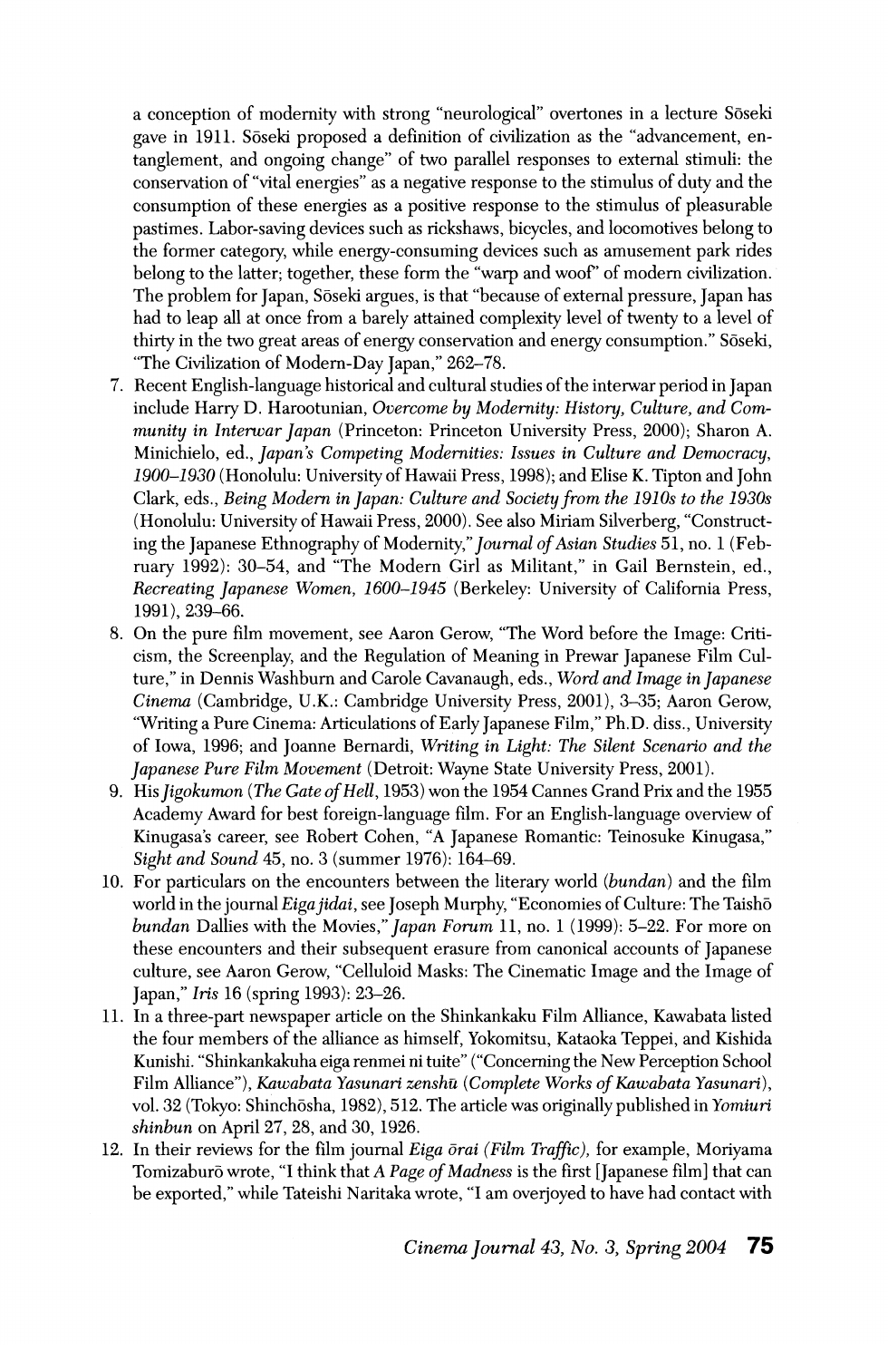a conception of modernity with strong "neurological" overtones in a lecture Sōseki gave in 1911. Sōseki proposed a definition of civilization as the "advancement, entanglement, and ongoing change" of two parallel responses to external stimuli: the conservation of "vital energies" as a negative response to the stimulus of duty and the consumption of these energies as a positive response to the stimulus of pleasurable pastimes. Labor-saving devices such as rickshaws, bicycles, and locomotives belong to the former category, while energy-consuming devices such as amusement park rides belong to the latter; together, these form the "warp and woof" of modern civilization. The problem for Japan, Sōseki argues, is that "because of external pressure, Japan has had to leap all at once from a barely attained complexity level of twenty to a level of thirty in the two great areas of energy conservation and energy consumption." Sōseki, "The Civilization of Modern-Day Japan," 262–78.

7. Recent English-language historical and cultural studies of the interwar period in Japan include Harry D. Harootunian, *Overcome by Modernity: History, Culture, and Community in Interwar Japan* (Princeton: Princeton University Press, 2000); Sharon A. Minichielo, ed., *Japan's Competing Modernities: Issues in Culture and Democracy, 1900–1930* (Honolulu: University of Hawaii Press, 1998); and Elise K. Tipton and John Clark, eds., *Being Modern in Japan: Culture and Society from the 1910s to the 1930s* (Honolulu: University of Hawaii Press, 2000). See also Miriam Silverberg, "Constructing the Japanese Ethnography of Modernity," *Journal of Asian Studies* 51, no. 1 (February 1992): 30–54, and "The Modern Girl as Militant," in Gail Bernstein, ed., *Recreating Japanese Women, 1600–1945* (Berkeley: University of California Press, 1991), 239–66.

8. On the pure film movement, see Aaron Gerow, "The Word before the Image: Criticism, the Screenplay, and the Regulation of Meaning in Prewar Japanese Film Culture," in Dennis Washburn and Carole Cavanaugh, eds., *Word and Image in Japanese Cinema* (Cambridge, U.K.: Cambridge University Press, 2001), 3–35; Aaron Gerow, "Writing a Pure Cinema: Articulations of Early Japanese Film," Ph.D. diss., University of Iowa, 1996; and Joanne Bernardi, *Writing in Light: The Silent Scenario and the Japanese Pure Film Movement* (Detroit: Wayne State University Press, 2001).

9. His *Jigokumon* (*The Gate of Hell*, 1953) won the 1954 Cannes Grand Prix and the 1955 Academy Award for best foreign-language film. For an English-language overview of Kinugasa's career, see Robert Cohen, "A Japanese Romantic: Teinosuke Kinugasa," *Sight and Sound* 45, no. 3 (summer 1976): 164–69.

10. For particulars on the encounters between the literary world (*bundan*) and the film world in the journal *Eiga jidai*, see Joseph Murphy, "Economies of Culture: The Taishō *bundan* Dallies with the Movies," *Japan Forum* 11, no. 1 (1999): 5–22. For more on these encounters and their subsequent erasure from canonical accounts of Japanese culture, see Aaron Gerow, "Celluloid Masks: The Cinematic Image and the Image of Japan," *Iris* 16 (spring 1993): 23–26.

11. In a three-part newspaper article on the Shinkankaku Film Alliance, Kawabata listed the four members of the alliance as himself, Yokomitsu, Kataoka Teppei, and Kishida Kunishi. "Shinkankakuha eiga renmei ni tuite" ("Concerning the New Perception School Film Alliance"), *Kawabata Yasunari zenshū* (*Complete Works of Kawabata Yasunari*), vol. 32 (Tokyo: Shinchōsha, 1982), 512. The article was originally published in *Yomiuri shinbun* on April 27, 28, and 30, 1926.

12. In their reviews for the film journal *Eiga ōrai* (*Film Traffic*), for example, Moriyama Tomizaburō wrote, "I think that *A Page of Madness* is the first [Japanese film] that can be exported," while Tateishi Naritaka wrote, "I am overjoyed to have had contact with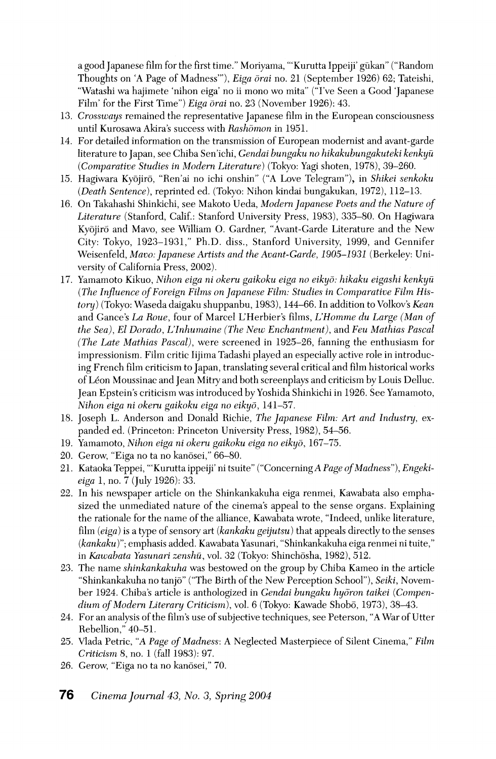a good Japanese film for the first time." Moriyama, "'Kurutta Ippeiji' gūkan" ("Random Thoughts on 'A Page of Madness'"), *Eiga ōrai* no. 21 (September 1926) 62; Tateishi, "Watashi wa hajimete 'nihon eiga' no ii mono wo mita" ("I've Seen a Good 'Japanese Film' for the First Time") *Eiga ōrai* no. 23 (November 1926): 43.

13. *Crossways* remained the representative Japanese film in the European consciousness until Kurosawa Akira's success with *Rashōmon* in 1951.
14. For detailed information on the transmission of European modernist and avant-garde literature to Japan, see Chiba Sen'ichi, *Gendai bungaku no hikakubungakuteki kenkyū (Comparative Studies in Modern Literature)* (Tokyo: Yagi shoten, 1978), 39–260.
15. Hagiwara Kyōjirō, "Ren'ai no ichi onshin" ("A Love Telegram"), in *Shikei senkoku (Death Sentence)*, reprinted ed. (Tokyo: Nihon kindai bungakukan, 1972), 112–13.
16. On Takahashi Shinkichi, see Makoto Ueda, *Modern Japanese Poets and the Nature of Literature* (Stanford, Calif.: Stanford University Press, 1983), 335–80. On Hagiwara Kyōjirō and Mavo, see William O. Gardner, "Avant-Garde Literature and the New City: Tokyo, 1923–1931," Ph.D. diss., Stanford University, 1999, and Gennifer Weisenfeld, *Mavo: Japanese Artists and the Avant-Garde, 1905–1931* (Berkeley: University of California Press, 2002).
17. Yamamoto Kikuo, *Nihon eiga ni okeru gaikoku eiga no eikyō: hikaku eigashi kenkyū (The Influence of Foreign Films on Japanese Film: Studies in Comparative Film History)* (Tokyo: Waseda daigaku shuppanbu, 1983), 144–66. In addition to Volkov's *Kean* and Gance's *La Roue*, four of Marcel L'Herbier's films, *L'Homme du Large (Man of the Sea)*, *El Dorado*, *L'Inhumaine (The New Enchantment)*, and *Feu Mathias Pascal (The Late Mathias Pascal)*, were screened in 1925–26, fanning the enthusiasm for impressionism. Film critic Iijima Tadashi played an especially active role in introducing French film criticism to Japan, translating several critical and film historical works of Léon Moussinac and Jean Mitry and both screenplays and criticism by Louis Delluc. Jean Epstein's criticism was introduced by Yoshida Shinkichi in 1926. See Yamamoto, *Nihon eiga ni okeru gaikoku eiga no eikyō*, 141–57.
18. Joseph L. Anderson and Donald Richie, *The Japanese Film: Art and Industry*, expanded ed. (Princeton: Princeton University Press, 1982), 54–56.
19. Yamamoto, *Nihon eiga ni okeru gaikoku eiga no eikyō*, 167–75.
20. Gerow, "Eiga no ta no kanōsei," 66–80.
21. Kataoka Teppei, "'Kurutta ippeiji' ni tsuite" ("Concerning *A Page of Madness*"), *Engeki-eiga* 1, no. 7 (July 1926): 33.
22. In his newspaper article on the Shinkankakuha eiga renmei, Kawabata also emphasized the unmediated nature of the cinema's appeal to the sense organs. Explaining the rationale for the name of the alliance, Kawabata wrote, "Indeed, unlike literature, film (*eiga*) is a type of sensory art (*kankaku geijutsu*) that appeals directly to the senses (*kankaku*)"; emphasis added. Kawabata Yasunari, "Shinkankakuha eiga renmei ni tuite," in *Kawabata Yasunari zenshū*, vol. 32 (Tokyo: Shinchōsha, 1982), 512.
23. The name *shinkankakuha* was bestowed on the group by Chiba Kameo in the article "Shinkankakuha no tanjō" ("The Birth of the New Perception School"), *Seiki*, November 1924. Chiba's article is anthologized in *Gendai bungaku hyōron taikei (Compendium of Modern Literary Criticism)*, vol. 6 (Tokyo: Kawade Shobō, 1973), 38–43.
24. For an analysis of the film's use of subjective techniques, see Peterson, "A War of Utter Rebellion," 40–51.
25. Vlada Petric, "*A Page of Madness*: A Neglected Masterpiece of Silent Cinema," *Film Criticism* 8, no. 1 (fall 1983): 97.
26. Gerow, "Eiga no ta no kanōsei," 70.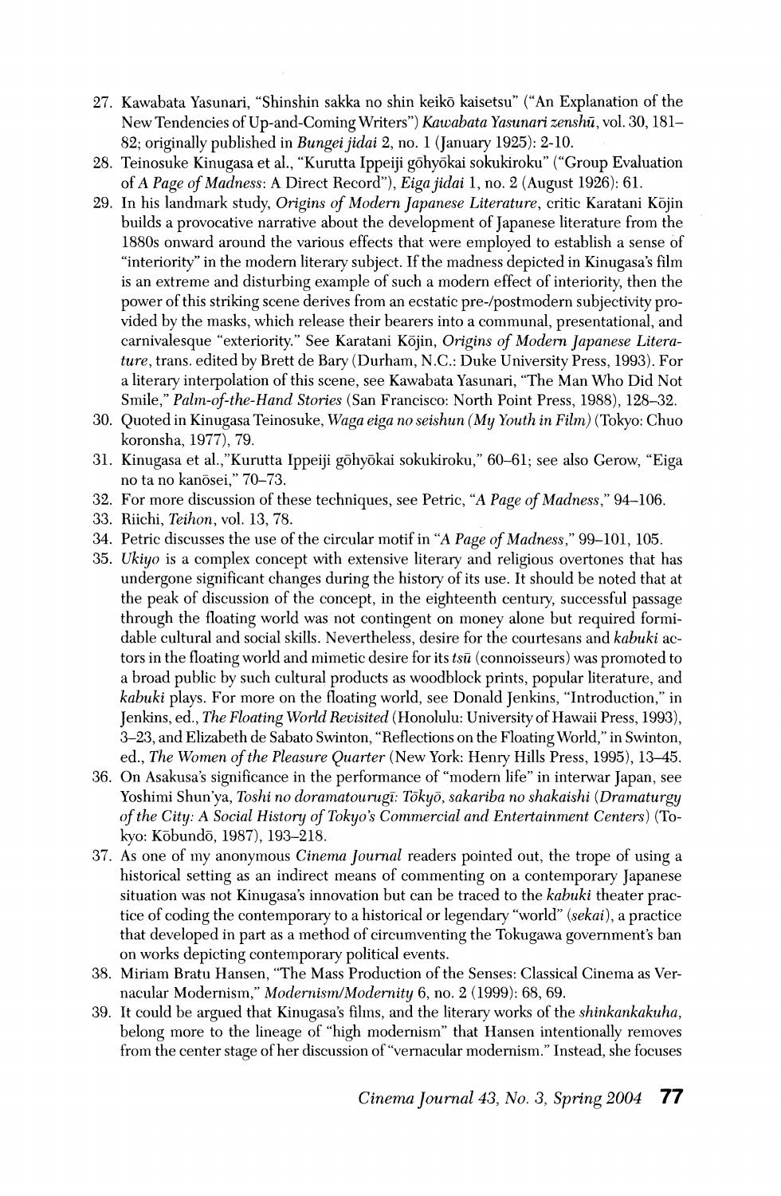27. Kawabata Yasunari, "Shinshin sakka no shin keikō kaisetsu" ("An Explanation of the New Tendencies of Up-and-Coming Writers") *Kawabata Yasunari zenshū*, vol. 30, 181–82; originally published in *Bungei jidai* 2, no. 1 (January 1925): 2-10.
28. Teinosuke Kinugasa et al., "Kurutta Ippeiji gōhyōkai sokukiroku" ("Group Evaluation of *A Page of Madness*: A Direct Record"), *Eiga jidai* 1, no. 2 (August 1926): 61.
29. In his landmark study, *Origins of Modern Japanese Literature*, critic Karatani Kōjin builds a provocative narrative about the development of Japanese literature from the 1880s onward around the various effects that were employed to establish a sense of "interiority" in the modern literary subject. If the madness depicted in Kinugasa's film is an extreme and disturbing example of such a modern effect of interiority, then the power of this striking scene derives from an ecstatic pre-/postmodern subjectivity provided by the masks, which release their bearers into a communal, presentational, and carnivalesque "exteriority." See Karatani Kōjin, *Origins of Modern Japanese Literature*, trans. edited by Brett de Bary (Durham, N.C.: Duke University Press, 1993). For a literary interpolation of this scene, see Kawabata Yasunari, "The Man Who Did Not Smile," *Palm-of-the-Hand Stories* (San Francisco: North Point Press, 1988), 128–32.
30. Quoted in Kinugasa Teinosuke, *Waga eiga no seishun (My Youth in Film)* (Tokyo: Chuo koronsha, 1977), 79.
31. Kinugasa et al.,"Kurutta Ippeiji gōhyōkai sokukiroku," 60–61; see also Gerow, "Eiga no ta no kanōsei," 70–73.
32. For more discussion of these techniques, see Petric, "*A Page of Madness*," 94–106.
33. Riichi, *Teihon*, vol. 13, 78.
34. Petric discusses the use of the circular motif in "*A Page of Madness*," 99–101, 105.
35. *Ukiyo* is a complex concept with extensive literary and religious overtones that has undergone significant changes during the history of its use. It should be noted that at the peak of discussion of the concept, in the eighteenth century, successful passage through the floating world was not contingent on money alone but required formidable cultural and social skills. Nevertheless, desire for the courtesans and *kabuki* actors in the floating world and mimetic desire for its *tsū* (connoisseurs) was promoted to a broad public by such cultural products as woodblock prints, popular literature, and *kabuki* plays. For more on the floating world, see Donald Jenkins, "Introduction," in Jenkins, ed., *The Floating World Revisited* (Honolulu: University of Hawaii Press, 1993), 3–23, and Elizabeth de Sabato Swinton, "Reflections on the Floating World," in Swinton, ed., *The Women of the Pleasure Quarter* (New York: Henry Hills Press, 1995), 13–45.
36. On Asakusa's significance in the performance of "modern life" in interwar Japan, see Yoshimi Shun'ya, *Toshi no doramatourugī: Tōkyō, sakariba no shakaishi (Dramaturgy of the City: A Social History of Tokyo's Commercial and Entertainment Centers)* (Tokyo: Kōbundō, 1987), 193–218.
37. As one of my anonymous *Cinema Journal* readers pointed out, the trope of using a historical setting as an indirect means of commenting on a contemporary Japanese situation was not Kinugasa's innovation but can be traced to the *kabuki* theater practice of coding the contemporary to a historical or legendary "world" (*sekai*), a practice that developed in part as a method of circumventing the Tokugawa government's ban on works depicting contemporary political events.
38. Miriam Bratu Hansen, "The Mass Production of the Senses: Classical Cinema as Vernacular Modernism," *Modernism/Modernity* 6, no. 2 (1999): 68, 69.
39. It could be argued that Kinugasa's films, and the literary works of the *shinkankakuha*, belong more to the lineage of "high modernism" that Hansen intentionally removes from the center stage of her discussion of "vernacular modernism." Instead, she focuses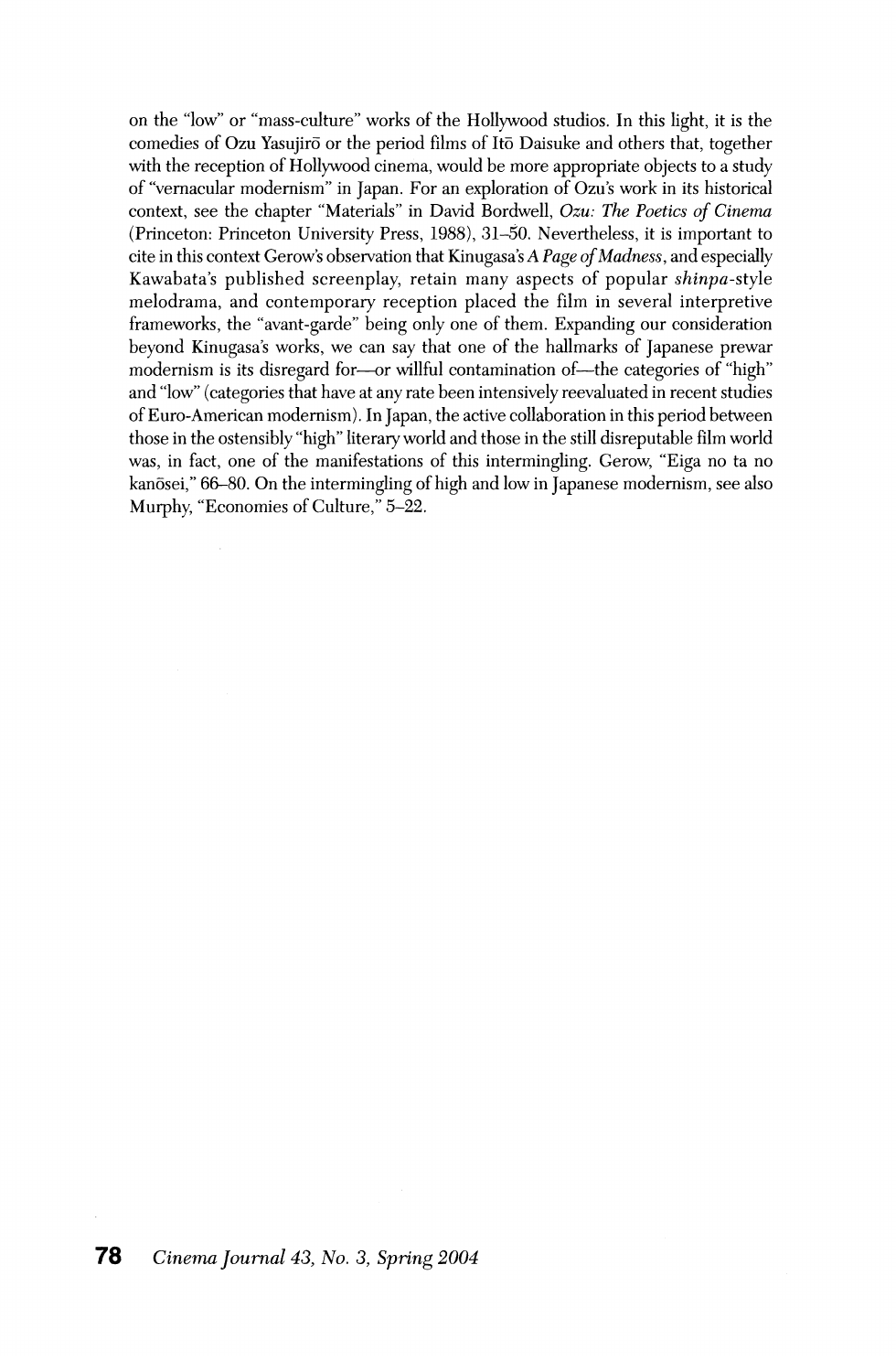on the "low" or "mass-culture" works of the Hollywood studios. In this light, it is the comedies of Ozu Yasujirō or the period films of Itō Daisuke and others that, together with the reception of Hollywood cinema, would be more appropriate objects to a study of "vernacular modernism" in Japan. For an exploration of Ozu's work in its historical context, see the chapter "Materials" in David Bordwell, *Ozu: The Poetics of Cinema* (Princeton: Princeton University Press, 1988), 31–50. Nevertheless, it is important to cite in this context Gerow's observation that Kinugasa's *A Page of Madness*, and especially Kawabata's published screenplay, retain many aspects of popular *shinpa*-style melodrama, and contemporary reception placed the film in several interpretive frameworks, the "avant-garde" being only one of them. Expanding our consideration beyond Kinugasa's works, we can say that one of the hallmarks of Japanese prewar modernism is its disregard for—or willful contamination of—the categories of "high" and "low" (categories that have at any rate been intensively reevaluated in recent studies of Euro-American modernism). In Japan, the active collaboration in this period between those in the ostensibly "high" literary world and those in the still disreputable film world was, in fact, one of the manifestations of this intermingling. Gerow, "Eiga no ta no kanōsei," 66–80. On the intermingling of high and low in Japanese modernism, see also Murphy, "Economies of Culture," 5–22.